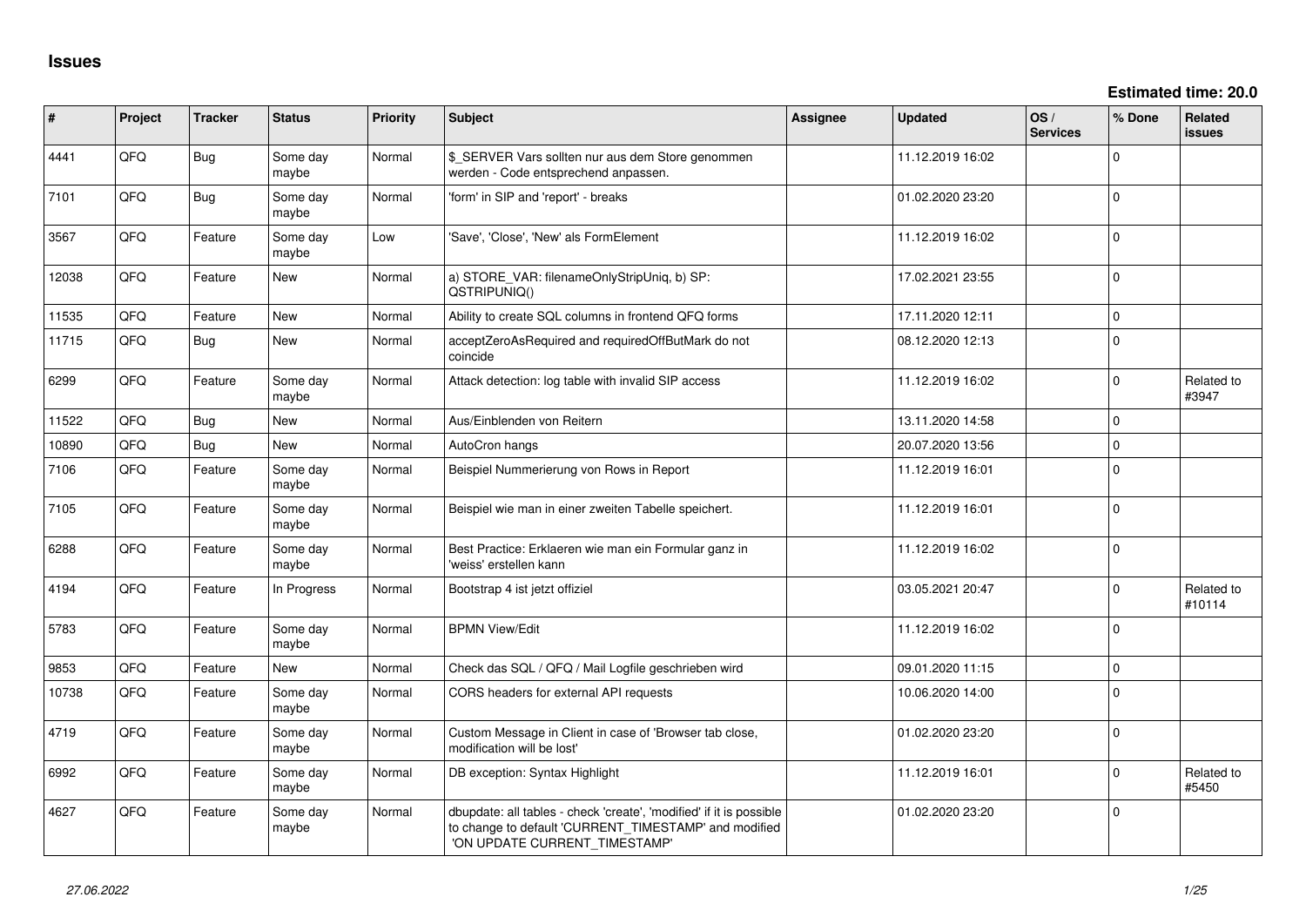# Issues

**Estimated time: 20.0**

| # | Project | Tracker | Status | Priority | Subject | Assignee | Updated | OS / Services | % Done | Related issues |
|---|---|---|---|---|---|---|---|---|---|---|
| 4441 | QFQ | Bug | Some day maybe | Normal | $_SERVER Vars sollten nur aus dem Store genommen werden - Code entsprechend anpassen. | | 11.12.2019 16:02 | | 0 | |
| 7101 | QFQ | Bug | Some day maybe | Normal | 'form' in SIP and 'report' - breaks | | 01.02.2020 23:20 | | 0 | |
| 3567 | QFQ | Feature | Some day maybe | Low | 'Save', 'Close', 'New' als FormElement | | 11.12.2019 16:02 | | 0 | |
| 12038 | QFQ | Feature | New | Normal | a) STORE_VAR: filenameOnlyStripUniq, b) SP: QSTRIPUNIQ() | | 17.02.2021 23:55 | | 0 | |
| 11535 | QFQ | Feature | New | Normal | Ability to create SQL columns in frontend QFQ forms | | 17.11.2020 12:11 | | 0 | |
| 11715 | QFQ | Bug | New | Normal | acceptZeroAsRequired and requiredOffButMark do not coincide | | 08.12.2020 12:13 | | 0 | |
| 6299 | QFQ | Feature | Some day maybe | Normal | Attack detection: log table with invalid SIP access | | 11.12.2019 16:02 | | 0 | Related to #3947 |
| 11522 | QFQ | Bug | New | Normal | Aus/Einblenden von Reitern | | 13.11.2020 14:58 | | 0 | |
| 10890 | QFQ | Bug | New | Normal | AutoCron hangs | | 20.07.2020 13:56 | | 0 | |
| 7106 | QFQ | Feature | Some day maybe | Normal | Beispiel Nummerierung von Rows in Report | | 11.12.2019 16:01 | | 0 | |
| 7105 | QFQ | Feature | Some day maybe | Normal | Beispiel wie man in einer zweiten Tabelle speichert. | | 11.12.2019 16:01 | | 0 | |
| 6288 | QFQ | Feature | Some day maybe | Normal | Best Practice: Erklaeren wie man ein Formular ganz in 'weiss' erstellen kann | | 11.12.2019 16:02 | | 0 | |
| 4194 | QFQ | Feature | In Progress | Normal | Bootstrap 4 ist jetzt offiziel | | 03.05.2021 20:47 | | 0 | Related to #10114 |
| 5783 | QFQ | Feature | Some day maybe | Normal | BPMN View/Edit | | 11.12.2019 16:02 | | 0 | |
| 9853 | QFQ | Feature | New | Normal | Check das SQL / QFQ / Mail Logfile geschrieben wird | | 09.01.2020 11:15 | | 0 | |
| 10738 | QFQ | Feature | Some day maybe | Normal | CORS headers for external API requests | | 10.06.2020 14:00 | | 0 | |
| 4719 | QFQ | Feature | Some day maybe | Normal | Custom Message in Client in case of 'Browser tab close, modification will be lost' | | 01.02.2020 23:20 | | 0 | |
| 6992 | QFQ | Feature | Some day maybe | Normal | DB exception: Syntax Highlight | | 11.12.2019 16:01 | | 0 | Related to #5450 |
| 4627 | QFQ | Feature | Some day maybe | Normal | dbupdate: all tables - check 'create', 'modified' if it is possible to change to default 'CURRENT_TIMESTAMP' and modified 'ON UPDATE CURRENT_TIMESTAMP' | | 01.02.2020 23:20 | | 0 | |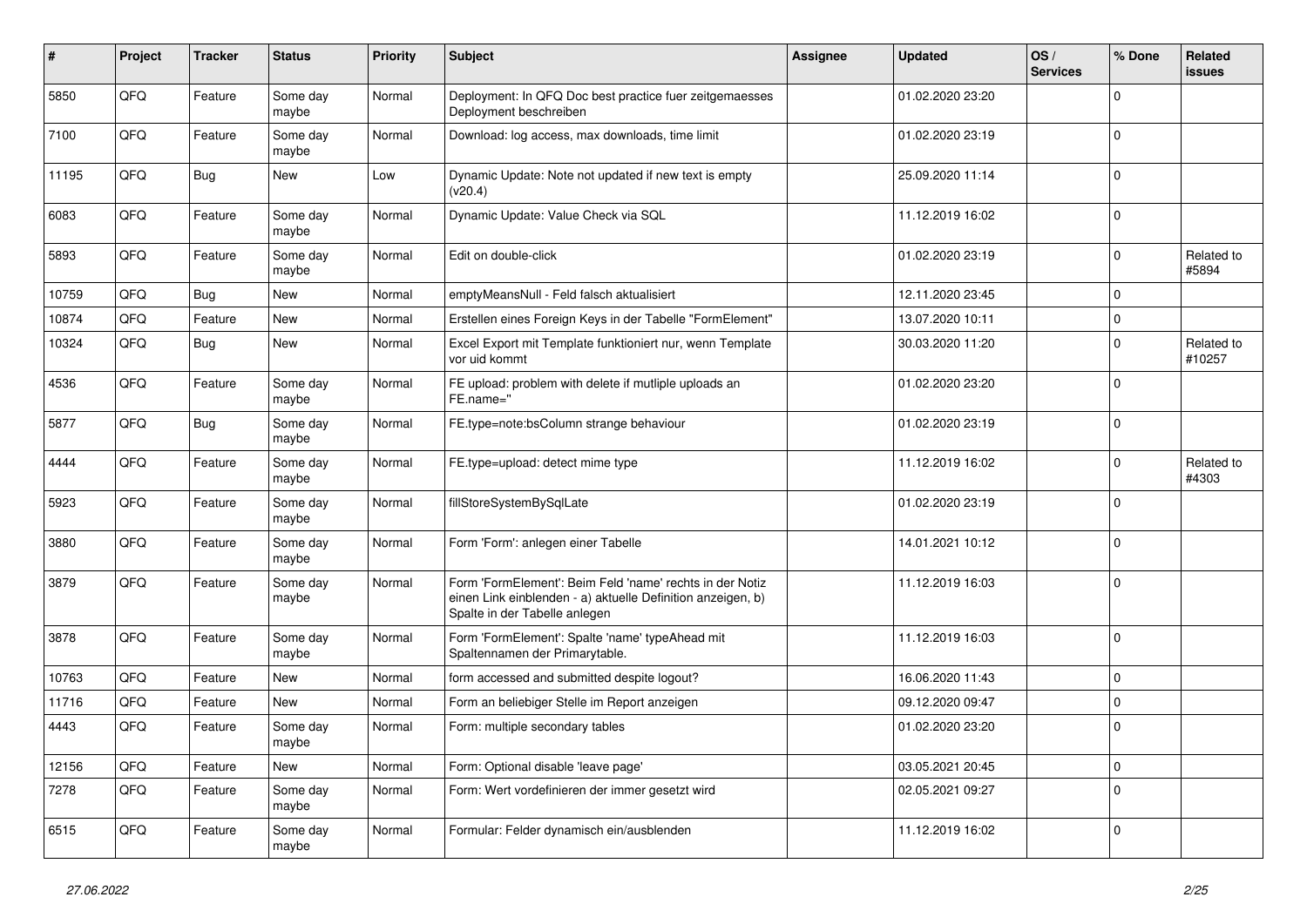| # | Project | Tracker | Status | Priority | Subject | Assignee | Updated | OS / Services | % Done | Related issues |
|---|---|---|---|---|---|---|---|---|---|---|
| 5850 | QFQ | Feature | Some day maybe | Normal | Deployment: In QFQ Doc best practice fuer zeitgemaesses Deployment beschreiben | | 01.02.2020 23:20 | | 0 | |
| 7100 | QFQ | Feature | Some day maybe | Normal | Download: log access, max downloads, time limit | | 01.02.2020 23:19 | | 0 | |
| 11195 | QFQ | Bug | New | Low | Dynamic Update: Note not updated if new text is empty (v20.4) | | 25.09.2020 11:14 | | 0 | |
| 6083 | QFQ | Feature | Some day maybe | Normal | Dynamic Update: Value Check via SQL | | 11.12.2019 16:02 | | 0 | |
| 5893 | QFQ | Feature | Some day maybe | Normal | Edit on double-click | | 01.02.2020 23:19 | | 0 | Related to #5894 |
| 10759 | QFQ | Bug | New | Normal | emptyMeansNull - Feld falsch aktualisiert | | 12.11.2020 23:45 | | 0 | |
| 10874 | QFQ | Feature | New | Normal | Erstellen eines Foreign Keys in der Tabelle "FormElement" | | 13.07.2020 10:11 | | 0 | |
| 10324 | QFQ | Bug | New | Normal | Excel Export mit Template funktioniert nur, wenn Template vor uid kommt | | 30.03.2020 11:20 | | 0 | Related to #10257 |
| 4536 | QFQ | Feature | Some day maybe | Normal | FE upload: problem with delete if mutliple uploads an FE.name='' | | 01.02.2020 23:20 | | 0 | |
| 5877 | QFQ | Bug | Some day maybe | Normal | FE.type=note:bsColumn strange behaviour | | 01.02.2020 23:19 | | 0 | |
| 4444 | QFQ | Feature | Some day maybe | Normal | FE.type=upload: detect mime type | | 11.12.2019 16:02 | | 0 | Related to #4303 |
| 5923 | QFQ | Feature | Some day maybe | Normal | fillStoreSystemBySqlLate | | 01.02.2020 23:19 | | 0 | |
| 3880 | QFQ | Feature | Some day maybe | Normal | Form 'Form': anlegen einer Tabelle | | 14.01.2021 10:12 | | 0 | |
| 3879 | QFQ | Feature | Some day maybe | Normal | Form 'FormElement': Beim Feld 'name' rechts in der Notiz einen Link einblenden - a) aktuelle Definition anzeigen, b) Spalte in der Tabelle anlegen | | 11.12.2019 16:03 | | 0 | |
| 3878 | QFQ | Feature | Some day maybe | Normal | Form 'FormElement': Spalte 'name' typeAhead mit Spaltennamen der Primarytable. | | 11.12.2019 16:03 | | 0 | |
| 10763 | QFQ | Feature | New | Normal | form accessed and submitted despite logout? | | 16.06.2020 11:43 | | 0 | |
| 11716 | QFQ | Feature | New | Normal | Form an beliebiger Stelle im Report anzeigen | | 09.12.2020 09:47 | | 0 | |
| 4443 | QFQ | Feature | Some day maybe | Normal | Form: multiple secondary tables | | 01.02.2020 23:20 | | 0 | |
| 12156 | QFQ | Feature | New | Normal | Form: Optional disable 'leave page' | | 03.05.2021 20:45 | | 0 | |
| 7278 | QFQ | Feature | Some day maybe | Normal | Form: Wert vordefinieren der immer gesetzt wird | | 02.05.2021 09:27 | | 0 | |
| 6515 | QFQ | Feature | Some day maybe | Normal | Formular: Felder dynamisch ein/ausblenden | | 11.12.2019 16:02 | | 0 | |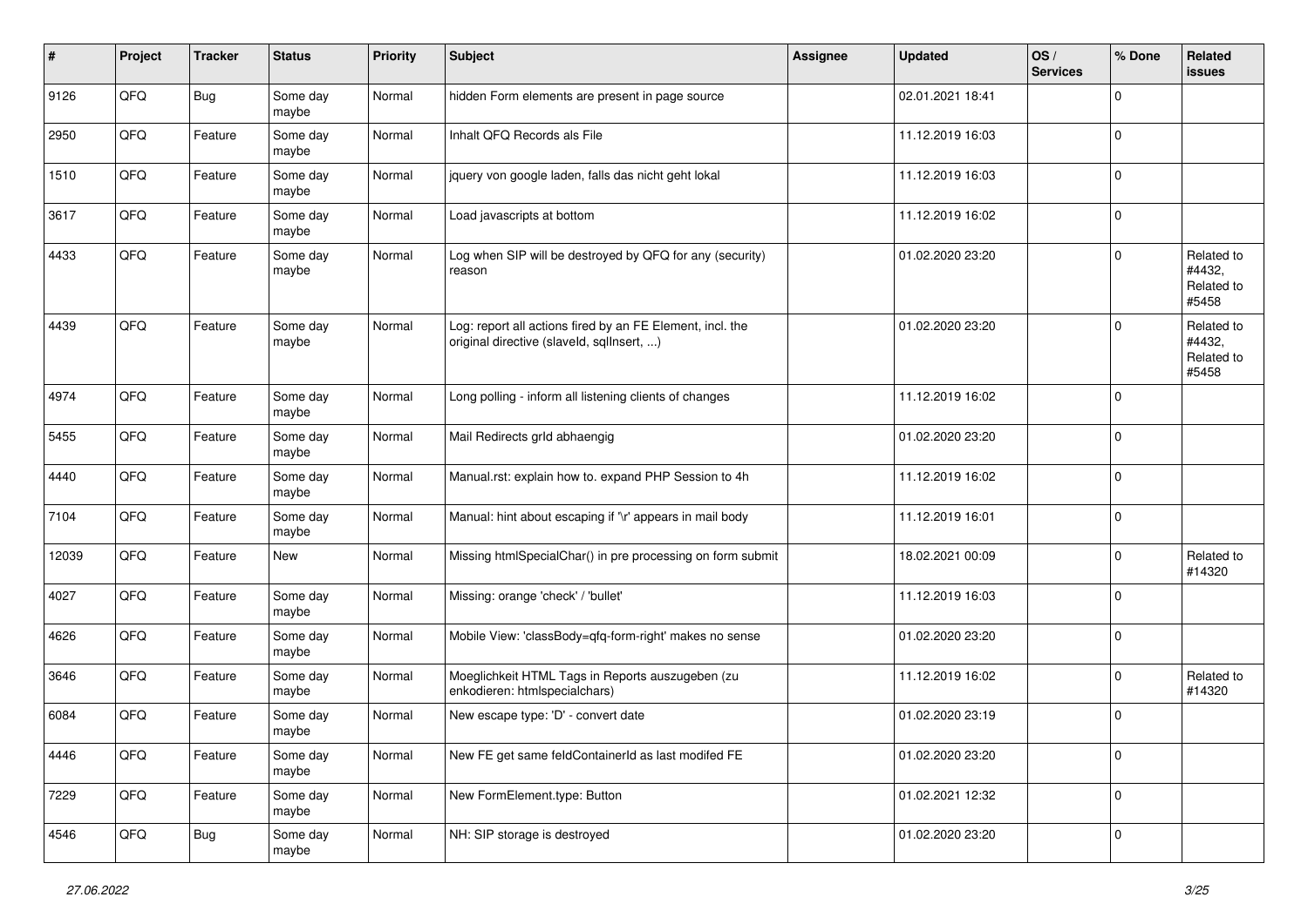| # | Project | Tracker | Status | Priority | Subject | Assignee | Updated | OS / Services | % Done | Related issues |
|---|---|---|---|---|---|---|---|---|---|---|
| 9126 | QFQ | Bug | Some day maybe | Normal | hidden Form elements are present in page source | | 02.01.2021 18:41 | | 0 | |
| 2950 | QFQ | Feature | Some day maybe | Normal | Inhalt QFQ Records als File | | 11.12.2019 16:03 | | 0 | |
| 1510 | QFQ | Feature | Some day maybe | Normal | jquery von google laden, falls das nicht geht lokal | | 11.12.2019 16:03 | | 0 | |
| 3617 | QFQ | Feature | Some day maybe | Normal | Load javascripts at bottom | | 11.12.2019 16:02 | | 0 | |
| 4433 | QFQ | Feature | Some day maybe | Normal | Log when SIP will be destroyed by QFQ for any (security) reason | | 01.02.2020 23:20 | | 0 | Related to #4432, Related to #5458 |
| 4439 | QFQ | Feature | Some day maybe | Normal | Log: report all actions fired by an FE Element, incl. the original directive (slaveId, sqlInsert, ...) | | 01.02.2020 23:20 | | 0 | Related to #4432, Related to #5458 |
| 4974 | QFQ | Feature | Some day maybe | Normal | Long polling - inform all listening clients of changes | | 11.12.2019 16:02 | | 0 | |
| 5455 | QFQ | Feature | Some day maybe | Normal | Mail Redirects grId abhaengig | | 01.02.2020 23:20 | | 0 | |
| 4440 | QFQ | Feature | Some day maybe | Normal | Manual.rst: explain how to. expand PHP Session to 4h | | 11.12.2019 16:02 | | 0 | |
| 7104 | QFQ | Feature | Some day maybe | Normal | Manual: hint about escaping if '\r' appears in mail body | | 11.12.2019 16:01 | | 0 | |
| 12039 | QFQ | Feature | New | Normal | Missing htmlSpecialChar() in pre processing on form submit | | 18.02.2021 00:09 | | 0 | Related to #14320 |
| 4027 | QFQ | Feature | Some day maybe | Normal | Missing: orange 'check' / 'bullet' | | 11.12.2019 16:03 | | 0 | |
| 4626 | QFQ | Feature | Some day maybe | Normal | Mobile View: 'classBody=qfq-form-right' makes no sense | | 01.02.2020 23:20 | | 0 | |
| 3646 | QFQ | Feature | Some day maybe | Normal | Moeglichkeit HTML Tags in Reports auszugeben (zu enkodieren: htmlspecialchars) | | 11.12.2019 16:02 | | 0 | Related to #14320 |
| 6084 | QFQ | Feature | Some day maybe | Normal | New escape type: 'D' - convert date | | 01.02.2020 23:19 | | 0 | |
| 4446 | QFQ | Feature | Some day maybe | Normal | New FE get same feldContainerId as last modifed FE | | 01.02.2020 23:20 | | 0 | |
| 7229 | QFQ | Feature | Some day maybe | Normal | New FormElement.type: Button | | 01.02.2021 12:32 | | 0 | |
| 4546 | QFQ | Bug | Some day maybe | Normal | NH: SIP storage is destroyed | | 01.02.2020 23:20 | | 0 | |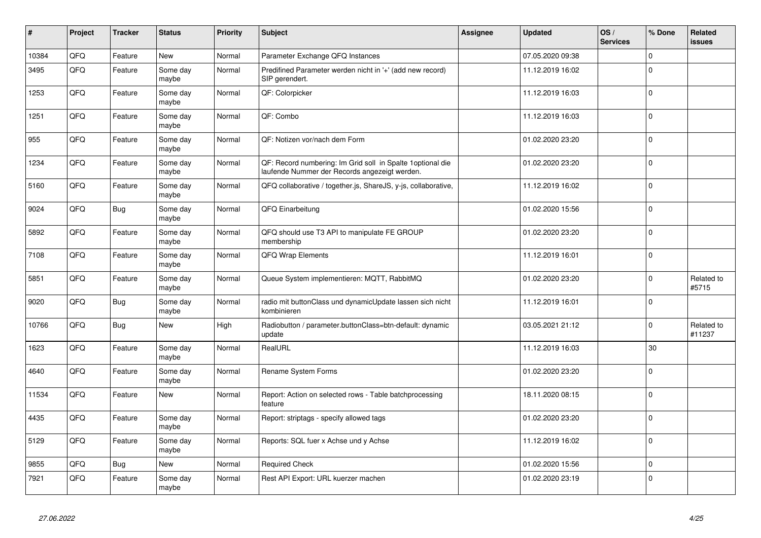| # | Project | Tracker | Status | Priority | Subject | Assignee | Updated | OS / Services | % Done | Related issues |
|---|---|---|---|---|---|---|---|---|---|---|
| 10384 | QFQ | Feature | New | Normal | Parameter Exchange QFQ Instances | | 07.05.2020 09:38 | | 0 | |
| 3495 | QFQ | Feature | Some day maybe | Normal | Predifined Parameter werden nicht in '+' (add new record) SIP gerendert. | | 11.12.2019 16:02 | | 0 | |
| 1253 | QFQ | Feature | Some day maybe | Normal | QF: Colorpicker | | 11.12.2019 16:03 | | 0 | |
| 1251 | QFQ | Feature | Some day maybe | Normal | QF: Combo | | 11.12.2019 16:03 | | 0 | |
| 955 | QFQ | Feature | Some day maybe | Normal | QF: Notizen vor/nach dem Form | | 01.02.2020 23:20 | | 0 | |
| 1234 | QFQ | Feature | Some day maybe | Normal | QF: Record numbering: Im Grid soll in Spalte 1optional die laufende Nummer der Records angezeigt werden. | | 01.02.2020 23:20 | | 0 | |
| 5160 | QFQ | Feature | Some day maybe | Normal | QFQ collaborative / together.js, ShareJS, y-js, collaborative, | | 11.12.2019 16:02 | | 0 | |
| 9024 | QFQ | Bug | Some day maybe | Normal | QFQ Einarbeitung | | 01.02.2020 15:56 | | 0 | |
| 5892 | QFQ | Feature | Some day maybe | Normal | QFQ should use T3 API to manipulate FE GROUP membership | | 01.02.2020 23:20 | | 0 | |
| 7108 | QFQ | Feature | Some day maybe | Normal | QFQ Wrap Elements | | 11.12.2019 16:01 | | 0 | |
| 5851 | QFQ | Feature | Some day maybe | Normal | Queue System implementieren: MQTT, RabbitMQ | | 01.02.2020 23:20 | | 0 | Related to #5715 |
| 9020 | QFQ | Bug | Some day maybe | Normal | radio mit buttonClass und dynamicUpdate lassen sich nicht kombinieren | | 11.12.2019 16:01 | | 0 | |
| 10766 | QFQ | Bug | New | High | Radiobutton / parameter.buttonClass=btn-default: dynamic update | | 03.05.2021 21:12 | | 0 | Related to #11237 |
| 1623 | QFQ | Feature | Some day maybe | Normal | RealURL | | 11.12.2019 16:03 | | 30 | |
| 4640 | QFQ | Feature | Some day maybe | Normal | Rename System Forms | | 01.02.2020 23:20 | | 0 | |
| 11534 | QFQ | Feature | New | Normal | Report: Action on selected rows - Table batchprocessing feature | | 18.11.2020 08:15 | | 0 | |
| 4435 | QFQ | Feature | Some day maybe | Normal | Report: striptags - specify allowed tags | | 01.02.2020 23:20 | | 0 | |
| 5129 | QFQ | Feature | Some day maybe | Normal | Reports: SQL fuer x Achse und y Achse | | 11.12.2019 16:02 | | 0 | |
| 9855 | QFQ | Bug | New | Normal | Required Check | | 01.02.2020 15:56 | | 0 | |
| 7921 | QFQ | Feature | Some day maybe | Normal | Rest API Export: URL kuerzer machen | | 01.02.2020 23:19 | | 0 | |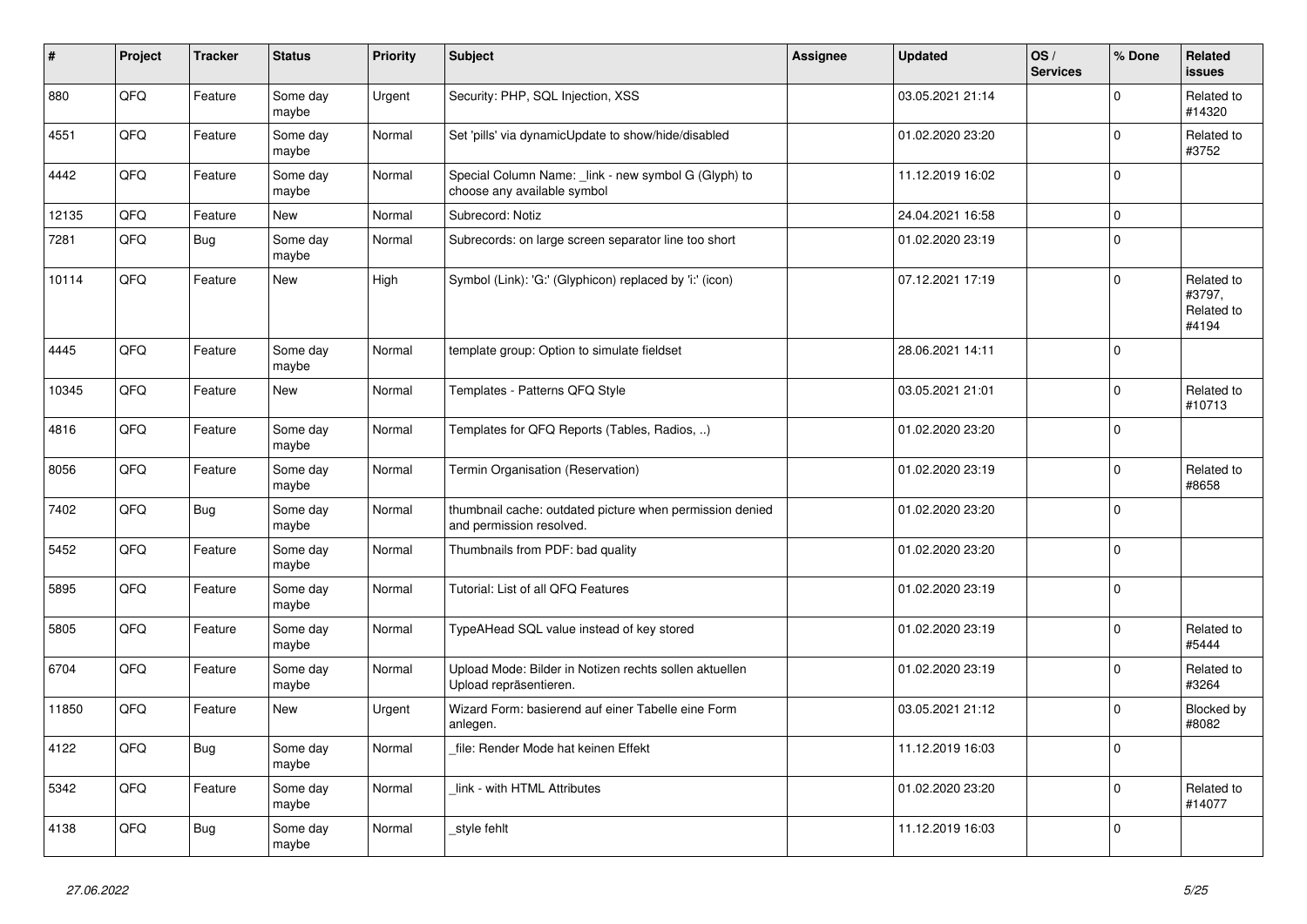| # | Project | Tracker | Status | Priority | Subject | Assignee | Updated | OS / Services | % Done | Related issues |
|---|---|---|---|---|---|---|---|---|---|---|
| 880 | QFQ | Feature | Some day maybe | Urgent | Security: PHP, SQL Injection, XSS | | 03.05.2021 21:14 | | 0 | Related to #14320 |
| 4551 | QFQ | Feature | Some day maybe | Normal | Set 'pills' via dynamicUpdate to show/hide/disabled | | 01.02.2020 23:20 | | 0 | Related to #3752 |
| 4442 | QFQ | Feature | Some day maybe | Normal | Special Column Name: _link - new symbol G (Glyph) to choose any available symbol | | 11.12.2019 16:02 | | 0 | |
| 12135 | QFQ | Feature | New | Normal | Subrecord: Notiz | | 24.04.2021 16:58 | | 0 | |
| 7281 | QFQ | Bug | Some day maybe | Normal | Subrecords: on large screen separator line too short | | 01.02.2020 23:19 | | 0 | |
| 10114 | QFQ | Feature | New | High | Symbol (Link): 'G:' (Glyphicon) replaced by 'i:' (icon) | | 07.12.2021 17:19 | | 0 | Related to #3797, Related to #4194 |
| 4445 | QFQ | Feature | Some day maybe | Normal | template group: Option to simulate fieldset | | 28.06.2021 14:11 | | 0 | |
| 10345 | QFQ | Feature | New | Normal | Templates - Patterns QFQ Style | | 03.05.2021 21:01 | | 0 | Related to #10713 |
| 4816 | QFQ | Feature | Some day maybe | Normal | Templates for QFQ Reports (Tables, Radios, ..) | | 01.02.2020 23:20 | | 0 | |
| 8056 | QFQ | Feature | Some day maybe | Normal | Termin Organisation (Reservation) | | 01.02.2020 23:19 | | 0 | Related to #8658 |
| 7402 | QFQ | Bug | Some day maybe | Normal | thumbnail cache: outdated picture when permission denied and permission resolved. | | 01.02.2020 23:20 | | 0 | |
| 5452 | QFQ | Feature | Some day maybe | Normal | Thumbnails from PDF: bad quality | | 01.02.2020 23:20 | | 0 | |
| 5895 | QFQ | Feature | Some day maybe | Normal | Tutorial: List of all QFQ Features | | 01.02.2020 23:19 | | 0 | |
| 5805 | QFQ | Feature | Some day maybe | Normal | TypeAHead SQL value instead of key stored | | 01.02.2020 23:19 | | 0 | Related to #5444 |
| 6704 | QFQ | Feature | Some day maybe | Normal | Upload Mode: Bilder in Notizen rechts sollen aktuellen Upload repräsentieren. | | 01.02.2020 23:19 | | 0 | Related to #3264 |
| 11850 | QFQ | Feature | New | Urgent | Wizard Form: basierend auf einer Tabelle eine Form anlegen. | | 03.05.2021 21:12 | | 0 | Blocked by #8082 |
| 4122 | QFQ | Bug | Some day maybe | Normal | _file: Render Mode hat keinen Effekt | | 11.12.2019 16:03 | | 0 | |
| 5342 | QFQ | Feature | Some day maybe | Normal | _link - with HTML Attributes | | 01.02.2020 23:20 | | 0 | Related to #14077 |
| 4138 | QFQ | Bug | Some day maybe | Normal | _style fehlt | | 11.12.2019 16:03 | | 0 | |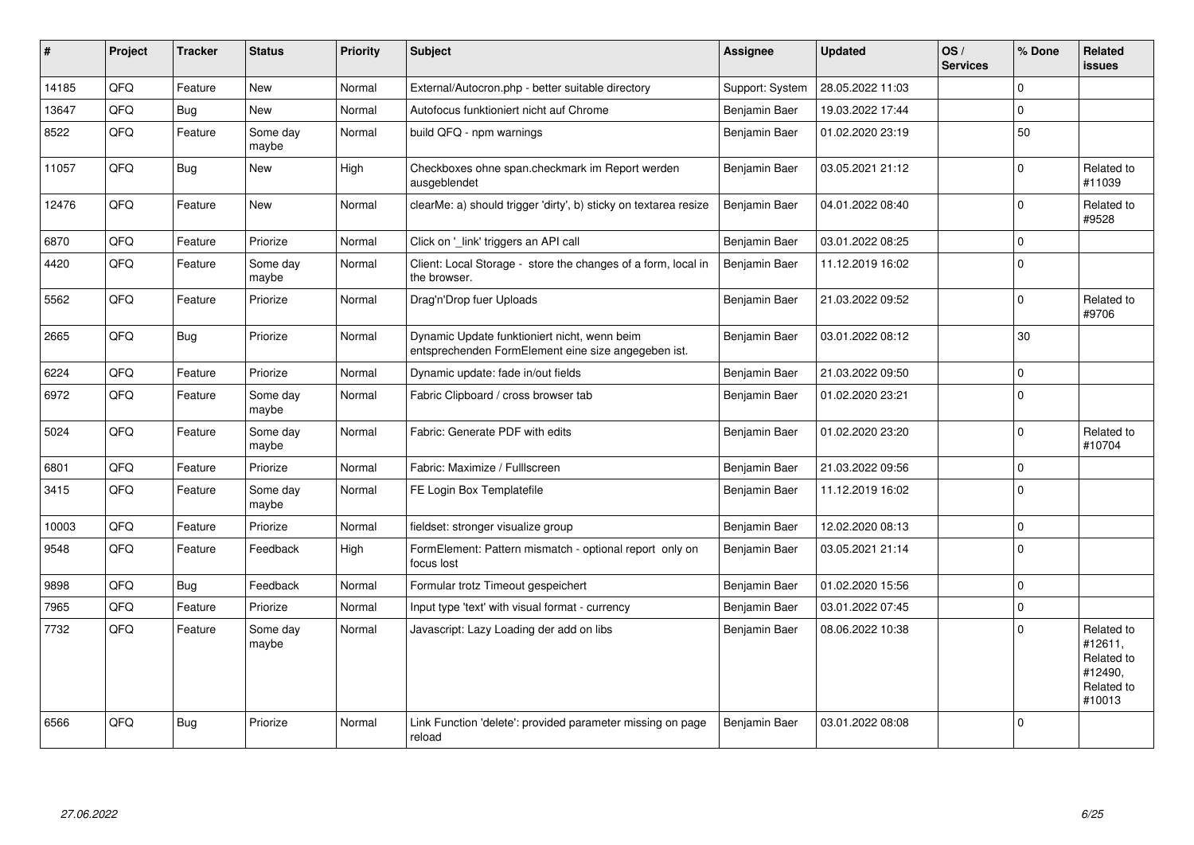| # | Project | Tracker | Status | Priority | Subject | Assignee | Updated | OS / Services | % Done | Related issues |
|---|---|---|---|---|---|---|---|---|---|---|
| 14185 | QFQ | Feature | New | Normal | External/Autocron.php - better suitable directory | Support: System | 28.05.2022 11:03 | | 0 | |
| 13647 | QFQ | Bug | New | Normal | Autofocus funktioniert nicht auf Chrome | Benjamin Baer | 19.03.2022 17:44 | | 0 | |
| 8522 | QFQ | Feature | Some day maybe | Normal | build QFQ - npm warnings | Benjamin Baer | 01.02.2020 23:19 | | 50 | |
| 11057 | QFQ | Bug | New | High | Checkboxes ohne span.checkmark im Report werden ausgeblendet | Benjamin Baer | 03.05.2021 21:12 | | 0 | Related to #11039 |
| 12476 | QFQ | Feature | New | Normal | clearMe: a) should trigger 'dirty', b) sticky on textarea resize | Benjamin Baer | 04.01.2022 08:40 | | 0 | Related to #9528 |
| 6870 | QFQ | Feature | Priorize | Normal | Click on '_link' triggers an API call | Benjamin Baer | 03.01.2022 08:25 | | 0 | |
| 4420 | QFQ | Feature | Some day maybe | Normal | Client: Local Storage - store the changes of a form, local in the browser. | Benjamin Baer | 11.12.2019 16:02 | | 0 | |
| 5562 | QFQ | Feature | Priorize | Normal | Drag'n'Drop fuer Uploads | Benjamin Baer | 21.03.2022 09:52 | | 0 | Related to #9706 |
| 2665 | QFQ | Bug | Priorize | Normal | Dynamic Update funktioniert nicht, wenn beim entsprechenden FormElement eine size angegeben ist. | Benjamin Baer | 03.01.2022 08:12 | | 30 | |
| 6224 | QFQ | Feature | Priorize | Normal | Dynamic update: fade in/out fields | Benjamin Baer | 21.03.2022 09:50 | | 0 | |
| 6972 | QFQ | Feature | Some day maybe | Normal | Fabric Clipboard / cross browser tab | Benjamin Baer | 01.02.2020 23:21 | | 0 | |
| 5024 | QFQ | Feature | Some day maybe | Normal | Fabric: Generate PDF with edits | Benjamin Baer | 01.02.2020 23:20 | | 0 | Related to #10704 |
| 6801 | QFQ | Feature | Priorize | Normal | Fabric: Maximize / Fulllscreen | Benjamin Baer | 21.03.2022 09:56 | | 0 | |
| 3415 | QFQ | Feature | Some day maybe | Normal | FE Login Box Templatefile | Benjamin Baer | 11.12.2019 16:02 | | 0 | |
| 10003 | QFQ | Feature | Priorize | Normal | fieldset: stronger visualize group | Benjamin Baer | 12.02.2020 08:13 | | 0 | |
| 9548 | QFQ | Feature | Feedback | High | FormElement: Pattern mismatch - optional report only on focus lost | Benjamin Baer | 03.05.2021 21:14 | | 0 | |
| 9898 | QFQ | Bug | Feedback | Normal | Formular trotz Timeout gespeichert | Benjamin Baer | 01.02.2020 15:56 | | 0 | |
| 7965 | QFQ | Feature | Priorize | Normal | Input type 'text' with visual format - currency | Benjamin Baer | 03.01.2022 07:45 | | 0 | |
| 7732 | QFQ | Feature | Some day maybe | Normal | Javascript: Lazy Loading der add on libs | Benjamin Baer | 08.06.2022 10:38 | | 0 | Related to #12611, Related to #12490, Related to #10013 |
| 6566 | QFQ | Bug | Priorize | Normal | Link Function 'delete': provided parameter missing on page reload | Benjamin Baer | 03.01.2022 08:08 | | 0 | |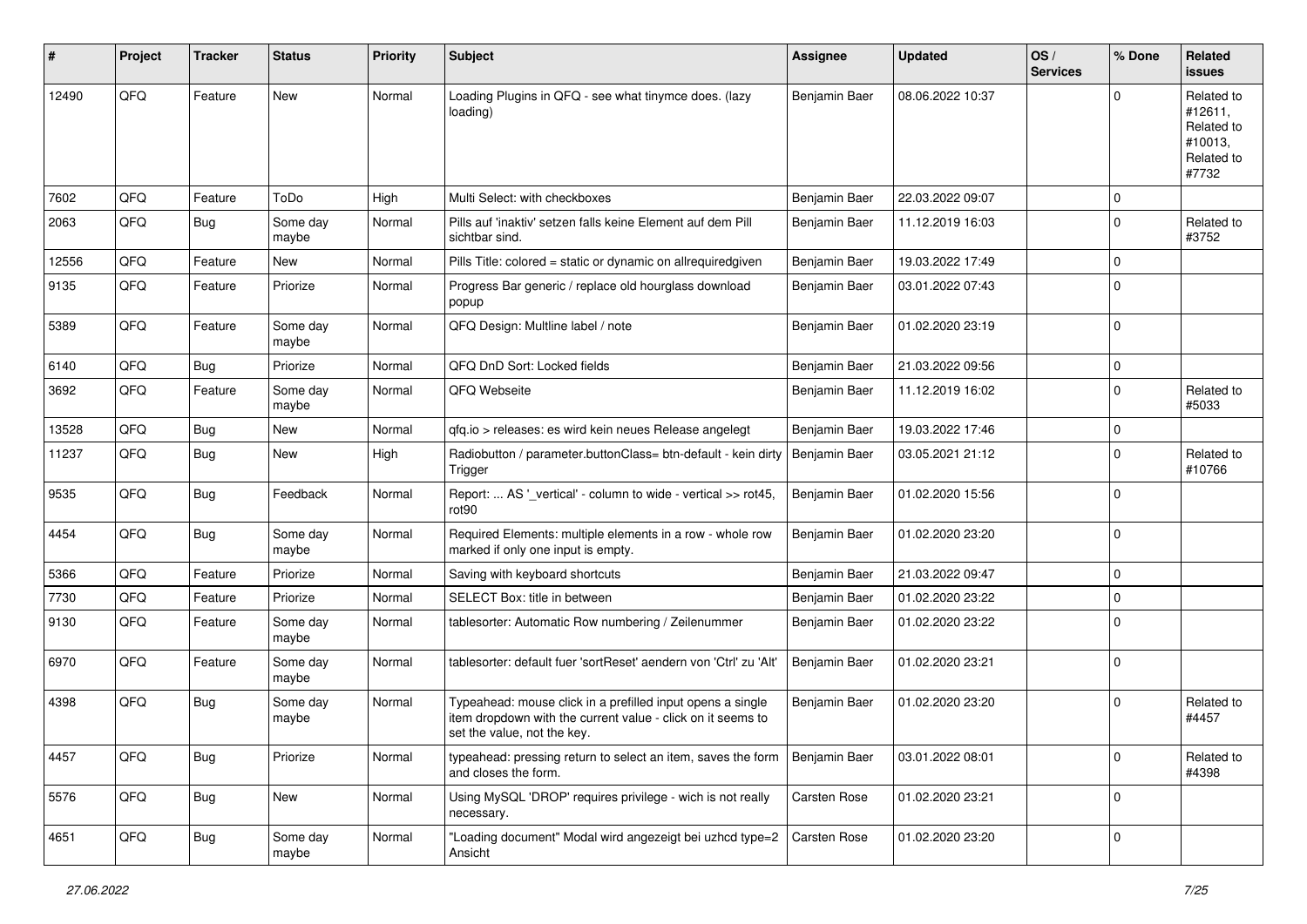| # | Project | Tracker | Status | Priority | Subject | Assignee | Updated | OS / Services | % Done | Related issues |
|---|---|---|---|---|---|---|---|---|---|---|
| 12490 | QFQ | Feature | New | Normal | Loading Plugins in QFQ - see what tinymce does. (lazy loading) | Benjamin Baer | 08.06.2022 10:37 | | 0 | Related to #12611, Related to #10013, Related to #7732 |
| 7602 | QFQ | Feature | ToDo | High | Multi Select: with checkboxes | Benjamin Baer | 22.03.2022 09:07 | | 0 | |
| 2063 | QFQ | Bug | Some day maybe | Normal | Pills auf 'inaktiv' setzen falls keine Element auf dem Pill sichtbar sind. | Benjamin Baer | 11.12.2019 16:03 | | 0 | Related to #3752 |
| 12556 | QFQ | Feature | New | Normal | Pills Title: colored = static or dynamic on allrequiredgiven | Benjamin Baer | 19.03.2022 17:49 | | 0 | |
| 9135 | QFQ | Feature | Priorize | Normal | Progress Bar generic / replace old hourglass download popup | Benjamin Baer | 03.01.2022 07:43 | | 0 | |
| 5389 | QFQ | Feature | Some day maybe | Normal | QFQ Design: Multline label / note | Benjamin Baer | 01.02.2020 23:19 | | 0 | |
| 6140 | QFQ | Bug | Priorize | Normal | QFQ DnD Sort: Locked fields | Benjamin Baer | 21.03.2022 09:56 | | 0 | |
| 3692 | QFQ | Feature | Some day maybe | Normal | QFQ Webseite | Benjamin Baer | 11.12.2019 16:02 | | 0 | Related to #5033 |
| 13528 | QFQ | Bug | New | Normal | qfq.io > releases: es wird kein neues Release angelegt | Benjamin Baer | 19.03.2022 17:46 | | 0 | |
| 11237 | QFQ | Bug | New | High | Radiobutton / parameter.buttonClass= btn-default - kein dirty Trigger | Benjamin Baer | 03.05.2021 21:12 | | 0 | Related to #10766 |
| 9535 | QFQ | Bug | Feedback | Normal | Report: ... AS '_vertical' - column to wide - vertical >> rot45, rot90 | Benjamin Baer | 01.02.2020 15:56 | | 0 | |
| 4454 | QFQ | Bug | Some day maybe | Normal | Required Elements: multiple elements in a row - whole row marked if only one input is empty. | Benjamin Baer | 01.02.2020 23:20 | | 0 | |
| 5366 | QFQ | Feature | Priorize | Normal | Saving with keyboard shortcuts | Benjamin Baer | 21.03.2022 09:47 | | 0 | |
| 7730 | QFQ | Feature | Priorize | Normal | SELECT Box: title in between | Benjamin Baer | 01.02.2020 23:22 | | 0 | |
| 9130 | QFQ | Feature | Some day maybe | Normal | tablesorter: Automatic Row numbering / Zeilenummer | Benjamin Baer | 01.02.2020 23:22 | | 0 | |
| 6970 | QFQ | Feature | Some day maybe | Normal | tablesorter: default fuer 'sortReset' aendern von 'Ctrl' zu 'Alt' | Benjamin Baer | 01.02.2020 23:21 | | 0 | |
| 4398 | QFQ | Bug | Some day maybe | Normal | Typeahead: mouse click in a prefilled input opens a single item dropdown with the current value - click on it seems to set the value, not the key. | Benjamin Baer | 01.02.2020 23:20 | | 0 | Related to #4457 |
| 4457 | QFQ | Bug | Priorize | Normal | typeahead: pressing return to select an item, saves the form and closes the form. | Benjamin Baer | 03.01.2022 08:01 | | 0 | Related to #4398 |
| 5576 | QFQ | Bug | New | Normal | Using MySQL 'DROP' requires privilege - wich is not really necessary. | Carsten Rose | 01.02.2020 23:21 | | 0 | |
| 4651 | QFQ | Bug | Some day maybe | Normal | "Loading document" Modal wird angezeigt bei uzhcd type=2 Ansicht | Carsten Rose | 01.02.2020 23:20 | | 0 | |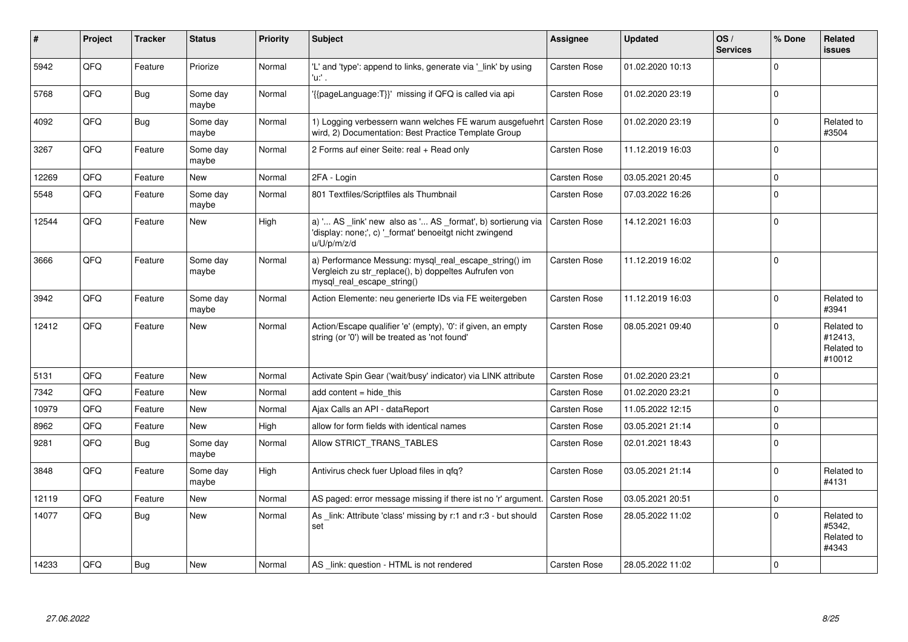| # | Project | Tracker | Status | Priority | Subject | Assignee | Updated | OS / Services | % Done | Related issues |
|---|---|---|---|---|---|---|---|---|---|---|
| 5942 | QFO | Feature | Priorize | Normal | 'L' and 'type': append to links, generate via '_link' by using 'u:' . | Carsten Rose | 01.02.2020 10:13 | | 0 | |
| 5768 | QFQ | Bug | Some day maybe | Normal | '{{pageLanguage:T}}' missing if QFQ is called via api | Carsten Rose | 01.02.2020 23:19 | | 0 | |
| 4092 | QFQ | Bug | Some day maybe | Normal | 1) Logging verbessern wann welches FE warum ausgefuehrt wird, 2) Documentation: Best Practice Template Group | Carsten Rose | 01.02.2020 23:19 | | 0 | Related to #3504 |
| 3267 | QFQ | Feature | Some day maybe | Normal | 2 Forms auf einer Seite: real + Read only | Carsten Rose | 11.12.2019 16:03 | | 0 | |
| 12269 | QFQ | Feature | New | Normal | 2FA - Login | Carsten Rose | 03.05.2021 20:45 | | 0 | |
| 5548 | QFQ | Feature | Some day maybe | Normal | 801 Textfiles/Scriptfiles als Thumbnail | Carsten Rose | 07.03.2022 16:26 | | 0 | |
| 12544 | QFQ | Feature | New | High | a) '... AS _link' new also as '... AS _format', b) sortierung via 'display: none;', c) '_format' benoeitgt nicht zwingend u/U/p/m/z/d | Carsten Rose | 14.12.2021 16:03 | | 0 | |
| 3666 | QFQ | Feature | Some day maybe | Normal | a) Performance Messung: mysql_real_escape_string() im Vergleich zu str_replace(), b) doppeltes Aufrufen von mysql_real_escape_string() | Carsten Rose | 11.12.2019 16:02 | | 0 | |
| 3942 | QFQ | Feature | Some day maybe | Normal | Action Elemente: neu generierte IDs via FE weitergeben | Carsten Rose | 11.12.2019 16:03 | | 0 | Related to #3941 |
| 12412 | QFQ | Feature | New | Normal | Action/Escape qualifier 'e' (empty), '0': if given, an empty string (or '0') will be treated as 'not found' | Carsten Rose | 08.05.2021 09:40 | | 0 | Related to #12413, Related to #10012 |
| 5131 | QFQ | Feature | New | Normal | Activate Spin Gear ('wait/busy' indicator) via LINK attribute | Carsten Rose | 01.02.2020 23:21 | | 0 | |
| 7342 | QFQ | Feature | New | Normal | add content = hide_this | Carsten Rose | 01.02.2020 23:21 | | 0 | |
| 10979 | QFQ | Feature | New | Normal | Ajax Calls an API - dataReport | Carsten Rose | 11.05.2022 12:15 | | 0 | |
| 8962 | QFQ | Feature | New | High | allow for form fields with identical names | Carsten Rose | 03.05.2021 21:14 | | 0 | |
| 9281 | QFQ | Bug | Some day maybe | Normal | Allow STRICT_TRANS_TABLES | Carsten Rose | 02.01.2021 18:43 | | 0 | |
| 3848 | QFQ | Feature | Some day maybe | High | Antivirus check fuer Upload files in qfq? | Carsten Rose | 03.05.2021 21:14 | | 0 | Related to #4131 |
| 12119 | QFQ | Feature | New | Normal | AS paged: error message missing if there ist no 'r' argument. | Carsten Rose | 03.05.2021 20:51 | | 0 | |
| 14077 | QFQ | Bug | New | Normal | As _link: Attribute 'class' missing by r:1 and r:3 - but should set | Carsten Rose | 28.05.2022 11:02 | | 0 | Related to #5342, Related to #4343 |
| 14233 | QFQ | Bug | New | Normal | AS _link: question - HTML is not rendered | Carsten Rose | 28.05.2022 11:02 | | 0 | |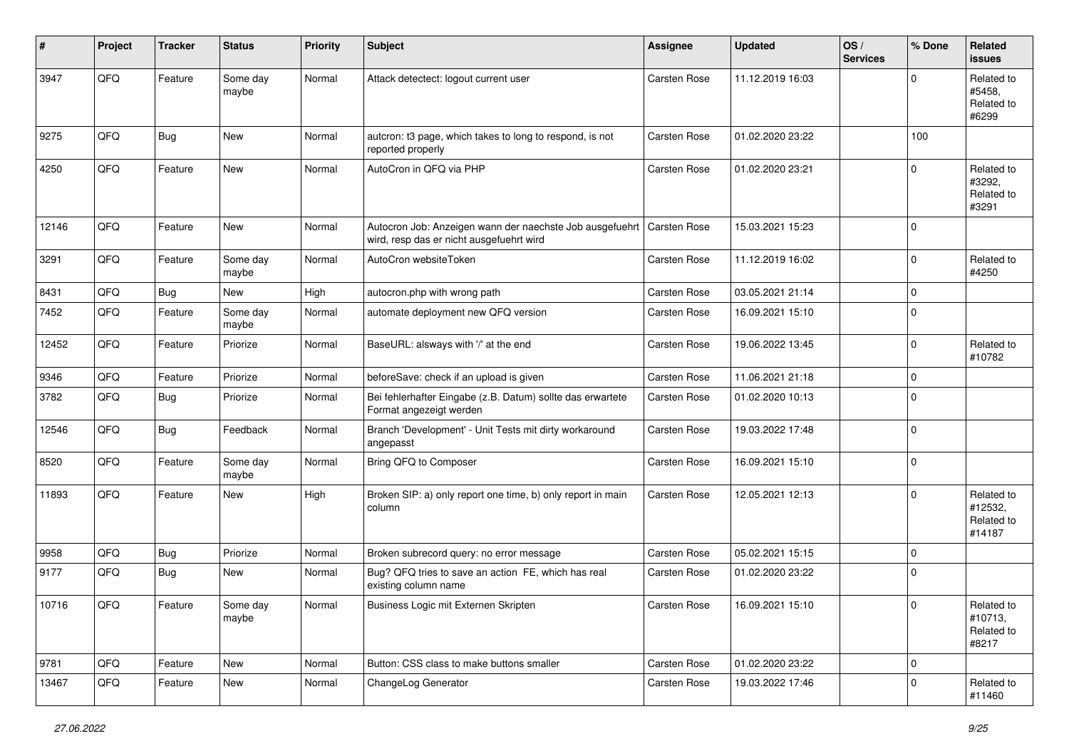| # | Project | Tracker | Status | Priority | Subject | Assignee | Updated | OS / Services | % Done | Related issues |
|---|---|---|---|---|---|---|---|---|---|---|
| 3947 | QFQ | Feature | Some day maybe | Normal | Attack detectect: logout current user | Carsten Rose | 11.12.2019 16:03 | | 0 | Related to #5458, Related to #6299 |
| 9275 | QFQ | Bug | New | Normal | autcron: t3 page, which takes to long to respond, is not reported properly | Carsten Rose | 01.02.2020 23:22 | | 100 | |
| 4250 | QFQ | Feature | New | Normal | AutoCron in QFQ via PHP | Carsten Rose | 01.02.2020 23:21 | | 0 | Related to #3292, Related to #3291 |
| 12146 | QFQ | Feature | New | Normal | Autocron Job: Anzeigen wann der naechste Job ausgefuehrt wird, resp das er nicht ausgefuehrt wird | Carsten Rose | 15.03.2021 15:23 | | 0 | |
| 3291 | QFQ | Feature | Some day maybe | Normal | AutoCron websiteToken | Carsten Rose | 11.12.2019 16:02 | | 0 | Related to #4250 |
| 8431 | QFQ | Bug | New | High | autocron.php with wrong path | Carsten Rose | 03.05.2021 21:14 | | 0 | |
| 7452 | QFQ | Feature | Some day maybe | Normal | automate deployment new QFQ version | Carsten Rose | 16.09.2021 15:10 | | 0 | |
| 12452 | QFQ | Feature | Priorize | Normal | BaseURL: alsways with '/' at the end | Carsten Rose | 19.06.2022 13:45 | | 0 | Related to #10782 |
| 9346 | QFQ | Feature | Priorize | Normal | beforeSave: check if an upload is given | Carsten Rose | 11.06.2021 21:18 | | 0 | |
| 3782 | QFQ | Bug | Priorize | Normal | Bei fehlerhafter Eingabe (z.B. Datum) sollte das erwartete Format angezeigt werden | Carsten Rose | 01.02.2020 10:13 | | 0 | |
| 12546 | QFQ | Bug | Feedback | Normal | Branch 'Development' - Unit Tests mit dirty workaround angepasst | Carsten Rose | 19.03.2022 17:48 | | 0 | |
| 8520 | QFQ | Feature | Some day maybe | Normal | Bring QFQ to Composer | Carsten Rose | 16.09.2021 15:10 | | 0 | |
| 11893 | QFQ | Feature | New | High | Broken SIP: a) only report one time, b) only report in main column | Carsten Rose | 12.05.2021 12:13 | | 0 | Related to #12532, Related to #14187 |
| 9958 | QFQ | Bug | Priorize | Normal | Broken subrecord query: no error message | Carsten Rose | 05.02.2021 15:15 | | 0 | |
| 9177 | QFQ | Bug | New | Normal | Bug? QFQ tries to save an action FE, which has real existing column name | Carsten Rose | 01.02.2020 23:22 | | 0 | |
| 10716 | QFQ | Feature | Some day maybe | Normal | Business Logic mit Externen Skripten | Carsten Rose | 16.09.2021 15:10 | | 0 | Related to #10713, Related to #8217 |
| 9781 | QFQ | Feature | New | Normal | Button: CSS class to make buttons smaller | Carsten Rose | 01.02.2020 23:22 | | 0 | |
| 13467 | QFQ | Feature | New | Normal | ChangeLog Generator | Carsten Rose | 19.03.2022 17:46 | | 0 | Related to #11460 |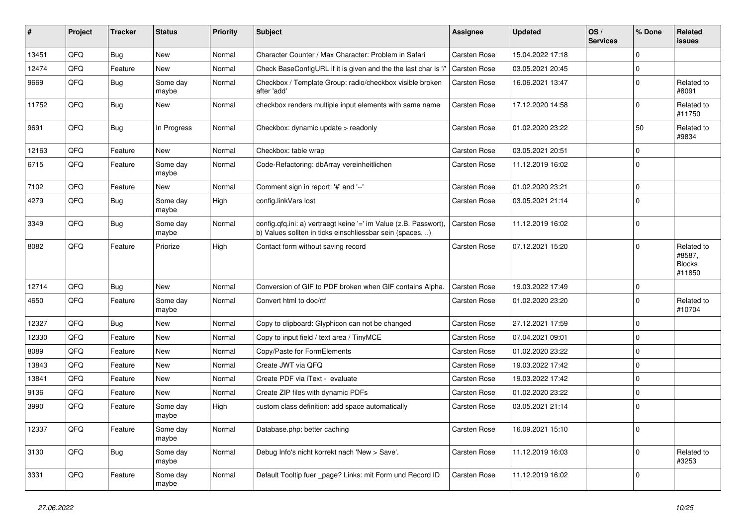| # | Project | Tracker | Status | Priority | Subject | Assignee | Updated | OS / Services | % Done | Related issues |
|---|---|---|---|---|---|---|---|---|---|---|
| 13451 | QFQ | Bug | New | Normal | Character Counter / Max Character: Problem in Safari | Carsten Rose | 15.04.2022 17:18 | | 0 | |
| 12474 | QFQ | Feature | New | Normal | Check BaseConfigURL if it is given and the the last char is '/' | Carsten Rose | 03.05.2021 20:45 | | 0 | |
| 9669 | QFQ | Bug | Some day maybe | Normal | Checkbox / Template Group: radio/checkbox visible broken after 'add' | Carsten Rose | 16.06.2021 13:47 | | 0 | Related to #8091 |
| 11752 | QFQ | Bug | New | Normal | checkbox renders multiple input elements with same name | Carsten Rose | 17.12.2020 14:58 | | 0 | Related to #11750 |
| 9691 | QFQ | Bug | In Progress | Normal | Checkbox: dynamic update > readonly | Carsten Rose | 01.02.2020 23:22 | | 50 | Related to #9834 |
| 12163 | QFQ | Feature | New | Normal | Checkbox: table wrap | Carsten Rose | 03.05.2021 20:51 | | 0 | |
| 6715 | QFQ | Feature | Some day maybe | Normal | Code-Refactoring: dbArray vereinheitlichen | Carsten Rose | 11.12.2019 16:02 | | 0 | |
| 7102 | QFQ | Feature | New | Normal | Comment sign in report: '#' and '--' | Carsten Rose | 01.02.2020 23:21 | | 0 | |
| 4279 | QFQ | Bug | Some day maybe | High | config.linkVars lost | Carsten Rose | 03.05.2021 21:14 | | 0 | |
| 3349 | QFQ | Bug | Some day maybe | Normal | config.qfq.ini: a) vertraegt keine '=' im Value (z.B. Passwort), b) Values sollten in ticks einschliessbar sein (spaces, ..) | Carsten Rose | 11.12.2019 16:02 | | 0 | |
| 8082 | QFQ | Feature | Priorize | High | Contact form without saving record | Carsten Rose | 07.12.2021 15:20 | | 0 | Related to #8587, Blocks #11850 |
| 12714 | QFQ | Bug | New | Normal | Conversion of GIF to PDF broken when GIF contains Alpha. | Carsten Rose | 19.03.2022 17:49 | | 0 | |
| 4650 | QFQ | Feature | Some day maybe | Normal | Convert html to doc/rtf | Carsten Rose | 01.02.2020 23:20 | | 0 | Related to #10704 |
| 12327 | QFQ | Bug | New | Normal | Copy to clipboard: Glyphicon can not be changed | Carsten Rose | 27.12.2021 17:59 | | 0 | |
| 12330 | QFQ | Feature | New | Normal | Copy to input field / text area / TinyMCE | Carsten Rose | 07.04.2021 09:01 | | 0 | |
| 8089 | QFQ | Feature | New | Normal | Copy/Paste for FormElements | Carsten Rose | 01.02.2020 23:22 | | 0 | |
| 13843 | QFQ | Feature | New | Normal | Create JWT via QFQ | Carsten Rose | 19.03.2022 17:42 | | 0 | |
| 13841 | QFQ | Feature | New | Normal | Create PDF via iText - evaluate | Carsten Rose | 19.03.2022 17:42 | | 0 | |
| 9136 | QFQ | Feature | New | Normal | Create ZIP files with dynamic PDFs | Carsten Rose | 01.02.2020 23:22 | | 0 | |
| 3990 | QFQ | Feature | Some day maybe | High | custom class definition: add space automatically | Carsten Rose | 03.05.2021 21:14 | | 0 | |
| 12337 | QFQ | Feature | Some day maybe | Normal | Database.php: better caching | Carsten Rose | 16.09.2021 15:10 | | 0 | |
| 3130 | QFQ | Bug | Some day maybe | Normal | Debug Info's nicht korrekt nach 'New > Save'. | Carsten Rose | 11.12.2019 16:03 | | 0 | Related to #3253 |
| 3331 | QFQ | Feature | Some day maybe | Normal | Default Tooltip fuer _page? Links: mit Form und Record ID | Carsten Rose | 11.12.2019 16:02 | | 0 | |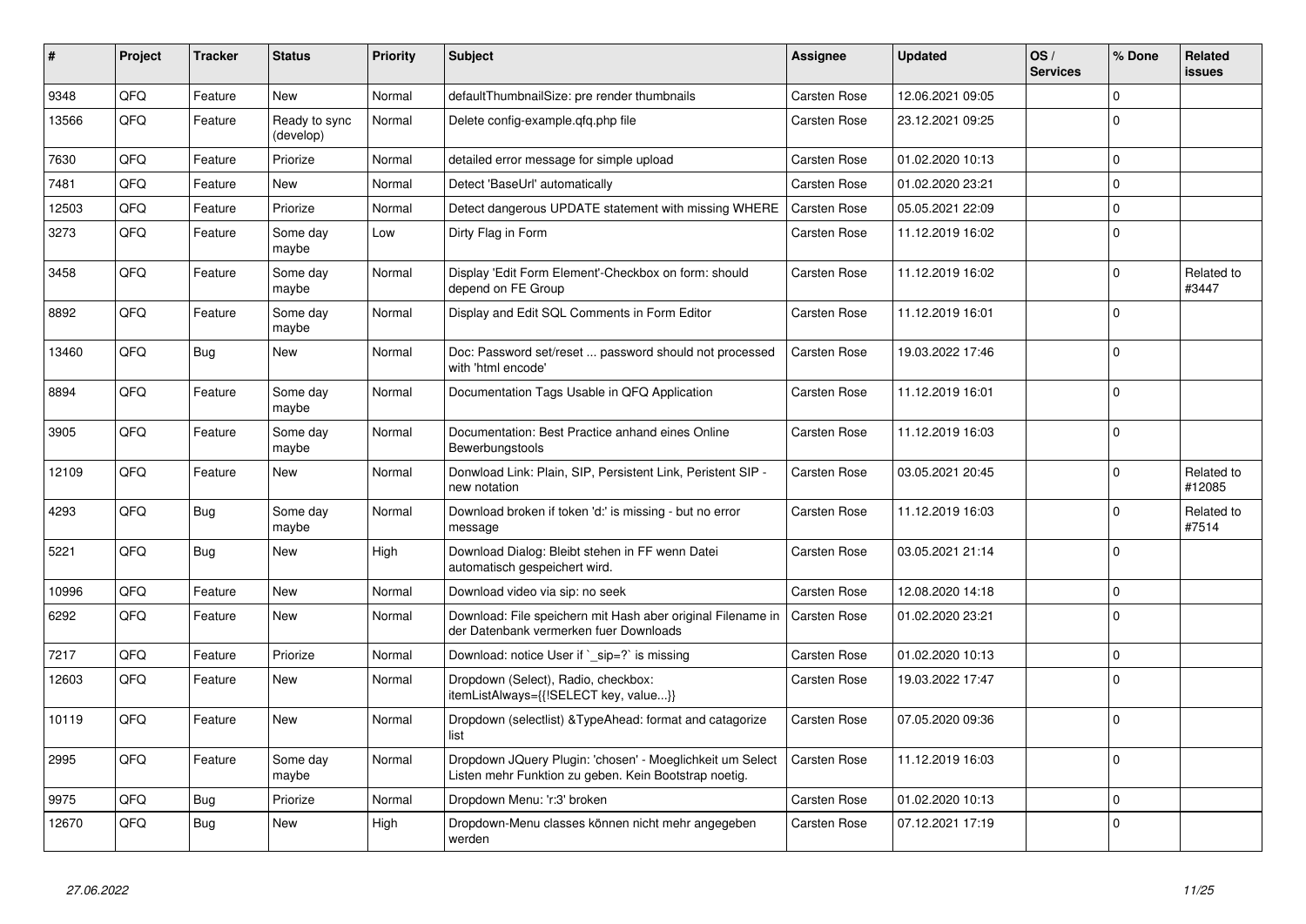| # | Project | Tracker | Status | Priority | Subject | Assignee | Updated | OS / Services | % Done | Related issues |
|---|---|---|---|---|---|---|---|---|---|---|
| 9348 | QFQ | Feature | New | Normal | defaultThumbnailSize: pre render thumbnails | Carsten Rose | 12.06.2021 09:05 | | 0 | |
| 13566 | QFQ | Feature | Ready to sync (develop) | Normal | Delete config-example.qfq.php file | Carsten Rose | 23.12.2021 09:25 | | 0 | |
| 7630 | QFQ | Feature | Priorize | Normal | detailed error message for simple upload | Carsten Rose | 01.02.2020 10:13 | | 0 | |
| 7481 | QFQ | Feature | New | Normal | Detect 'BaseUrl' automatically | Carsten Rose | 01.02.2020 23:21 | | 0 | |
| 12503 | QFQ | Feature | Priorize | Normal | Detect dangerous UPDATE statement with missing WHERE | Carsten Rose | 05.05.2021 22:09 | | 0 | |
| 3273 | QFQ | Feature | Some day maybe | Low | Dirty Flag in Form | Carsten Rose | 11.12.2019 16:02 | | 0 | |
| 3458 | QFQ | Feature | Some day maybe | Normal | Display 'Edit Form Element'-Checkbox on form: should depend on FE Group | Carsten Rose | 11.12.2019 16:02 | | 0 | Related to #3447 |
| 8892 | QFQ | Feature | Some day maybe | Normal | Display and Edit SQL Comments in Form Editor | Carsten Rose | 11.12.2019 16:01 | | 0 | |
| 13460 | QFQ | Bug | New | Normal | Doc: Password set/reset ... password should not processed with 'html encode' | Carsten Rose | 19.03.2022 17:46 | | 0 | |
| 8894 | QFQ | Feature | Some day maybe | Normal | Documentation Tags Usable in QFQ Application | Carsten Rose | 11.12.2019 16:01 | | 0 | |
| 3905 | QFQ | Feature | Some day maybe | Normal | Documentation: Best Practice anhand eines Online Bewerbungstools | Carsten Rose | 11.12.2019 16:03 | | 0 | |
| 12109 | QFQ | Feature | New | Normal | Donwload Link: Plain, SIP, Persistent Link, Peristent SIP - new notation | Carsten Rose | 03.05.2021 20:45 | | 0 | Related to #12085 |
| 4293 | QFQ | Bug | Some day maybe | Normal | Download broken if token 'd:' is missing - but no error message | Carsten Rose | 11.12.2019 16:03 | | 0 | Related to #7514 |
| 5221 | QFQ | Bug | New | High | Download Dialog: Bleibt stehen in FF wenn Datei automatisch gespeichert wird. | Carsten Rose | 03.05.2021 21:14 | | 0 | |
| 10996 | QFQ | Feature | New | Normal | Download video via sip: no seek | Carsten Rose | 12.08.2020 14:18 | | 0 | |
| 6292 | QFQ | Feature | New | Normal | Download: File speichern mit Hash aber original Filename in der Datenbank vermerken fuer Downloads | Carsten Rose | 01.02.2020 23:21 | | 0 | |
| 7217 | QFQ | Feature | Priorize | Normal | Download: notice User if `_sip=?` is missing | Carsten Rose | 01.02.2020 10:13 | | 0 | |
| 12603 | QFQ | Feature | New | Normal | Dropdown (Select), Radio, checkbox: itemListAlways={{!SELECT key, value...}} | Carsten Rose | 19.03.2022 17:47 | | 0 | |
| 10119 | QFQ | Feature | New | Normal | Dropdown (selectlist) &TypeAhead: format and catagorize list | Carsten Rose | 07.05.2020 09:36 | | 0 | |
| 2995 | QFQ | Feature | Some day maybe | Normal | Dropdown JQuery Plugin: 'chosen' - Moeglichkeit um Select Listen mehr Funktion zu geben. Kein Bootstrap noetig. | Carsten Rose | 11.12.2019 16:03 | | 0 | |
| 9975 | QFQ | Bug | Priorize | Normal | Dropdown Menu: 'r:3' broken | Carsten Rose | 01.02.2020 10:13 | | 0 | |
| 12670 | QFQ | Bug | New | High | Dropdown-Menu classes können nicht mehr angegeben werden | Carsten Rose | 07.12.2021 17:19 | | 0 | |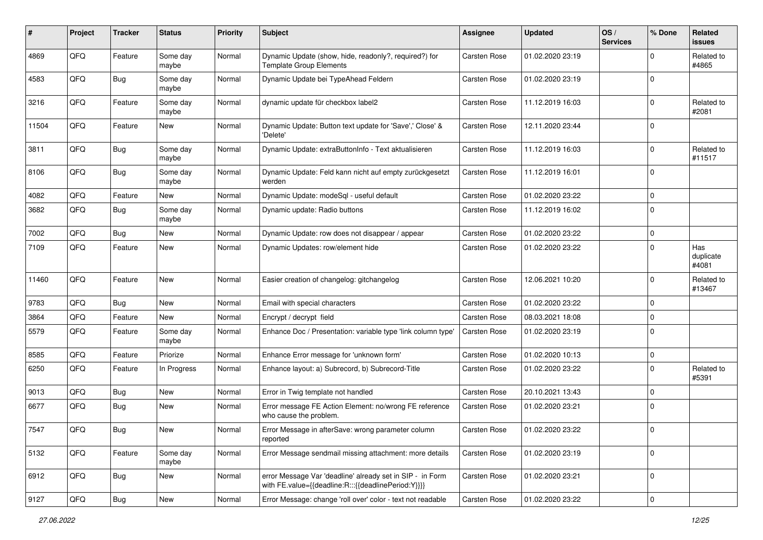| # | Project | Tracker | Status | Priority | Subject | Assignee | Updated | OS / Services | % Done | Related issues |
|---|---|---|---|---|---|---|---|---|---|---|
| 4869 | QFQ | Feature | Some day maybe | Normal | Dynamic Update (show, hide, readonly?, required?) for Template Group Elements | Carsten Rose | 01.02.2020 23:19 | | 0 | Related to #4865 |
| 4583 | QFQ | Bug | Some day maybe | Normal | Dynamic Update bei TypeAhead Feldern | Carsten Rose | 01.02.2020 23:19 | | 0 | |
| 3216 | QFQ | Feature | Some day maybe | Normal | dynamic update für checkbox label2 | Carsten Rose | 11.12.2019 16:03 | | 0 | Related to #2081 |
| 11504 | QFQ | Feature | New | Normal | Dynamic Update: Button text update for 'Save',' Close' & 'Delete' | Carsten Rose | 12.11.2020 23:44 | | 0 | |
| 3811 | QFQ | Bug | Some day maybe | Normal | Dynamic Update: extraButtonInfo - Text aktualisieren | Carsten Rose | 11.12.2019 16:03 | | 0 | Related to #11517 |
| 8106 | QFQ | Bug | Some day maybe | Normal | Dynamic Update: Feld kann nicht auf empty zurückgesetzt werden | Carsten Rose | 11.12.2019 16:01 | | 0 | |
| 4082 | QFQ | Feature | New | Normal | Dynamic Update: modeSql - useful default | Carsten Rose | 01.02.2020 23:22 | | 0 | |
| 3682 | QFQ | Bug | Some day maybe | Normal | Dynamic update: Radio buttons | Carsten Rose | 11.12.2019 16:02 | | 0 | |
| 7002 | QFQ | Bug | New | Normal | Dynamic Update: row does not disappear / appear | Carsten Rose | 01.02.2020 23:22 | | 0 | |
| 7109 | QFQ | Feature | New | Normal | Dynamic Updates: row/element hide | Carsten Rose | 01.02.2020 23:22 | | 0 | Has duplicate #4081 |
| 11460 | QFQ | Feature | New | Normal | Easier creation of changelog: gitchangelog | Carsten Rose | 12.06.2021 10:20 | | 0 | Related to #13467 |
| 9783 | QFQ | Bug | New | Normal | Email with special characters | Carsten Rose | 01.02.2020 23:22 | | 0 | |
| 3864 | QFQ | Feature | New | Normal | Encrypt / decrypt field | Carsten Rose | 08.03.2021 18:08 | | 0 | |
| 5579 | QFQ | Feature | Some day maybe | Normal | Enhance Doc / Presentation: variable type 'link column type' | Carsten Rose | 01.02.2020 23:19 | | 0 | |
| 8585 | QFQ | Feature | Priorize | Normal | Enhance Error message for 'unknown form' | Carsten Rose | 01.02.2020 10:13 | | 0 | |
| 6250 | QFQ | Feature | In Progress | Normal | Enhance layout: a) Subrecord, b) Subrecord-Title | Carsten Rose | 01.02.2020 23:22 | | 0 | Related to #5391 |
| 9013 | QFQ | Bug | New | Normal | Error in Twig template not handled | Carsten Rose | 20.10.2021 13:43 | | 0 | |
| 6677 | QFQ | Bug | New | Normal | Error message FE Action Element: no/wrong FE reference who cause the problem. | Carsten Rose | 01.02.2020 23:21 | | 0 | |
| 7547 | QFQ | Bug | New | Normal | Error Message in afterSave: wrong parameter column reported | Carsten Rose | 01.02.2020 23:22 | | 0 | |
| 5132 | QFQ | Feature | Some day maybe | Normal | Error Message sendmail missing attachment: more details | Carsten Rose | 01.02.2020 23:19 | | 0 | |
| 6912 | QFQ | Bug | New | Normal | error Message Var 'deadline' already set in SIP - in Form with FE.value={{deadline:R:::{{deadlinePeriod:Y}}}} | Carsten Rose | 01.02.2020 23:21 | | 0 | |
| 9127 | QFQ | Bug | New | Normal | Error Message: change 'roll over' color - text not readable | Carsten Rose | 01.02.2020 23:22 | | 0 | |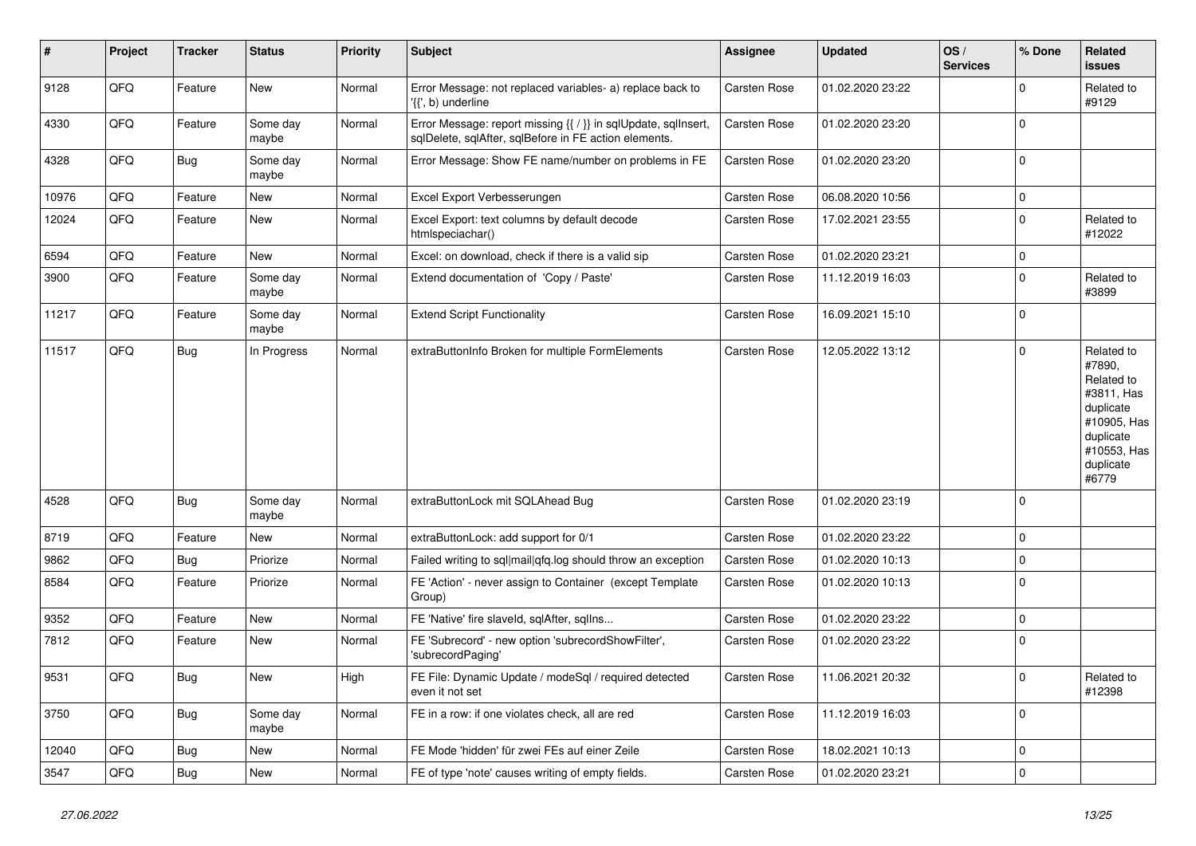| # | Project | Tracker | Status | Priority | Subject | Assignee | Updated | OS / Services | % Done | Related issues |
|---|---|---|---|---|---|---|---|---|---|---|
| 9128 | QFQ | Feature | New | Normal | Error Message: not replaced variables- a) replace back to '{{', b) underline | Carsten Rose | 01.02.2020 23:22 | | 0 | Related to #9129 |
| 4330 | QFQ | Feature | Some day maybe | Normal | Error Message: report missing {{ / }} in sqlUpdate, sqlInsert, sqlDelete, sqlAfter, sqlBefore in FE action elements. | Carsten Rose | 01.02.2020 23:20 | | 0 | |
| 4328 | QFQ | Bug | Some day maybe | Normal | Error Message: Show FE name/number on problems in FE | Carsten Rose | 01.02.2020 23:20 | | 0 | |
| 10976 | QFQ | Feature | New | Normal | Excel Export Verbesserungen | Carsten Rose | 06.08.2020 10:56 | | 0 | |
| 12024 | QFQ | Feature | New | Normal | Excel Export: text columns by default decode htmlspeciachar() | Carsten Rose | 17.02.2021 23:55 | | 0 | Related to #12022 |
| 6594 | QFQ | Feature | New | Normal | Excel: on download, check if there is a valid sip | Carsten Rose | 01.02.2020 23:21 | | 0 | |
| 3900 | QFQ | Feature | Some day maybe | Normal | Extend documentation of 'Copy / Paste' | Carsten Rose | 11.12.2019 16:03 | | 0 | Related to #3899 |
| 11217 | QFQ | Feature | Some day maybe | Normal | Extend Script Functionality | Carsten Rose | 16.09.2021 15:10 | | 0 | |
| 11517 | QFQ | Bug | In Progress | Normal | extraButtonInfo Broken for multiple FormElements | Carsten Rose | 12.05.2022 13:12 | | 0 | Related to #7890, Related to #3811, Has duplicate #10905, Has duplicate #10553, Has duplicate #6779 |
| 4528 | QFQ | Bug | Some day maybe | Normal | extraButtonLock mit SQLAhead Bug | Carsten Rose | 01.02.2020 23:19 | | 0 | |
| 8719 | QFQ | Feature | New | Normal | extraButtonLock: add support for 0/1 | Carsten Rose | 01.02.2020 23:22 | | 0 | |
| 9862 | QFQ | Bug | Priorize | Normal | Failed writing to sql\|mail\|qfq.log should throw an exception | Carsten Rose | 01.02.2020 10:13 | | 0 | |
| 8584 | QFQ | Feature | Priorize | Normal | FE 'Action' - never assign to Container (except Template Group) | Carsten Rose | 01.02.2020 10:13 | | 0 | |
| 9352 | QFQ | Feature | New | Normal | FE 'Native' fire slaveId, sqlAfter, sqlIns... | Carsten Rose | 01.02.2020 23:22 | | 0 | |
| 7812 | QFQ | Feature | New | Normal | FE 'Subrecord' - new option 'subrecordShowFilter', 'subrecordPaging' | Carsten Rose | 01.02.2020 23:22 | | 0 | |
| 9531 | QFQ | Bug | New | High | FE File: Dynamic Update / modeSql / required detected even it not set | Carsten Rose | 11.06.2021 20:32 | | 0 | Related to #12398 |
| 3750 | QFQ | Bug | Some day maybe | Normal | FE in a row: if one violates check, all are red | Carsten Rose | 11.12.2019 16:03 | | 0 | |
| 12040 | QFQ | Bug | New | Normal | FE Mode 'hidden' für zwei FEs auf einer Zeile | Carsten Rose | 18.02.2021 10:13 | | 0 | |
| 3547 | QFQ | Bug | New | Normal | FE of type 'note' causes writing of empty fields. | Carsten Rose | 01.02.2020 23:21 | | 0 | |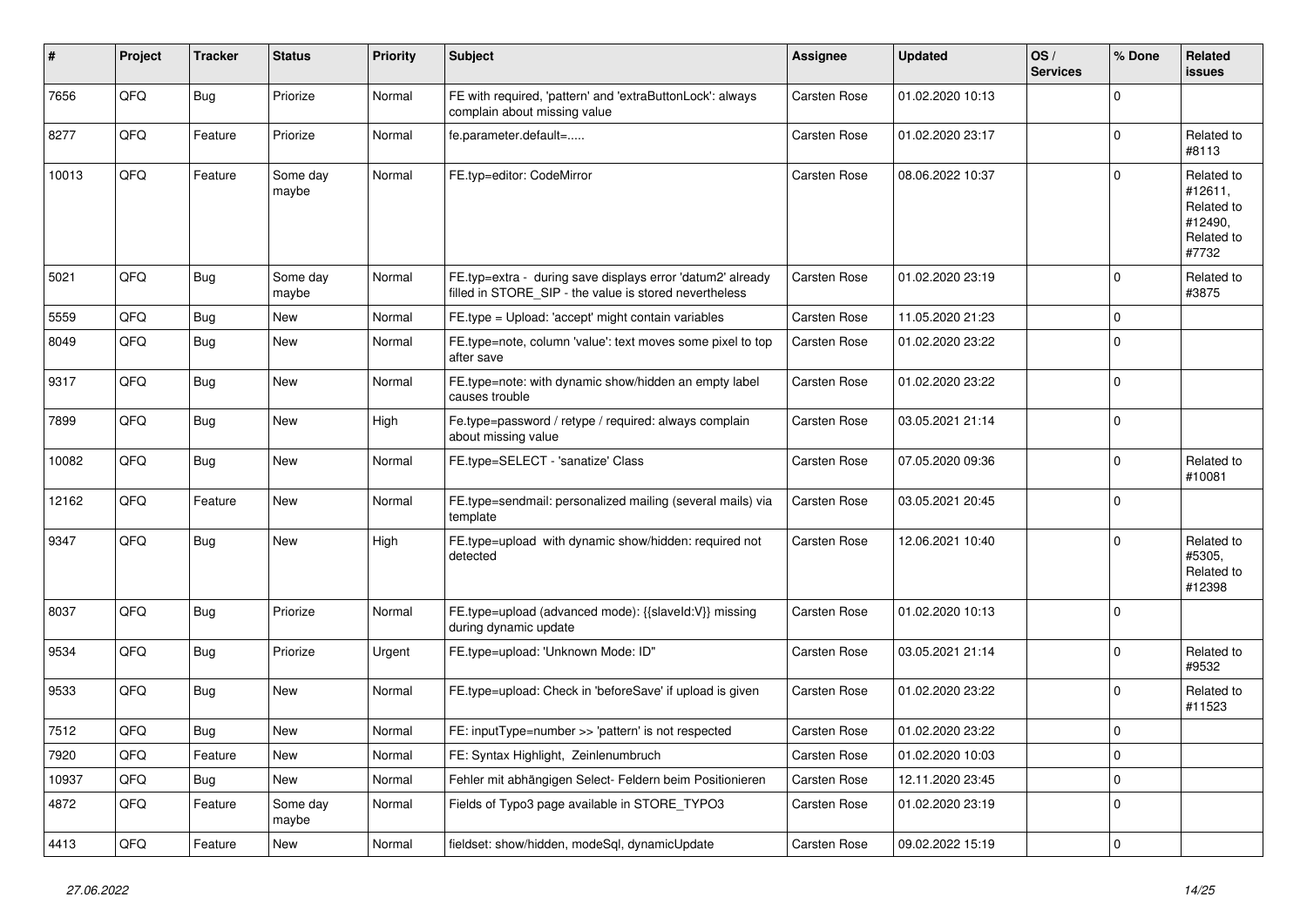| # | Project | Tracker | Status | Priority | Subject | Assignee | Updated | OS / Services | % Done | Related issues |
|---|---|---|---|---|---|---|---|---|---|---|
| 7656 | QFQ | Bug | Priorize | Normal | FE with required, 'pattern' and 'extraButtonLock': always complain about missing value | Carsten Rose | 01.02.2020 10:13 | | 0 | |
| 8277 | QFQ | Feature | Priorize | Normal | fe.parameter.default=..... | Carsten Rose | 01.02.2020 23:17 | | 0 | Related to #8113 |
| 10013 | QFQ | Feature | Some day maybe | Normal | FE.typ=editor: CodeMirror | Carsten Rose | 08.06.2022 10:37 | | 0 | Related to #12611, Related to #12490, Related to #7732 |
| 5021 | QFQ | Bug | Some day maybe | Normal | FE.typ=extra - during save displays error 'datum2' already filled in STORE_SIP - the value is stored nevertheless | Carsten Rose | 01.02.2020 23:19 | | 0 | Related to #3875 |
| 5559 | QFQ | Bug | New | Normal | FE.type = Upload: 'accept' might contain variables | Carsten Rose | 11.05.2020 21:23 | | 0 | |
| 8049 | QFQ | Bug | New | Normal | FE.type=note, column 'value': text moves some pixel to top after save | Carsten Rose | 01.02.2020 23:22 | | 0 | |
| 9317 | QFQ | Bug | New | Normal | FE.type=note: with dynamic show/hidden an empty label causes trouble | Carsten Rose | 01.02.2020 23:22 | | 0 | |
| 7899 | QFQ | Bug | New | High | Fe.type=password / retype / required: always complain about missing value | Carsten Rose | 03.05.2021 21:14 | | 0 | |
| 10082 | QFQ | Bug | New | Normal | FE.type=SELECT - 'sanatize' Class | Carsten Rose | 07.05.2020 09:36 | | 0 | Related to #10081 |
| 12162 | QFQ | Feature | New | Normal | FE.type=sendmail: personalized mailing (several mails) via template | Carsten Rose | 03.05.2021 20:45 | | 0 | |
| 9347 | QFQ | Bug | New | High | FE.type=upload with dynamic show/hidden: required not detected | Carsten Rose | 12.06.2021 10:40 | | 0 | Related to #5305, Related to #12398 |
| 8037 | QFQ | Bug | Priorize | Normal | FE.type=upload (advanced mode): {{slaveId:V}} missing during dynamic update | Carsten Rose | 01.02.2020 10:13 | | 0 | |
| 9534 | QFQ | Bug | Priorize | Urgent | FE.type=upload: 'Unknown Mode: ID" | Carsten Rose | 03.05.2021 21:14 | | 0 | Related to #9532 |
| 9533 | QFQ | Bug | New | Normal | FE.type=upload: Check in 'beforeSave' if upload is given | Carsten Rose | 01.02.2020 23:22 | | 0 | Related to #11523 |
| 7512 | QFQ | Bug | New | Normal | FE: inputType=number >> 'pattern' is not respected | Carsten Rose | 01.02.2020 23:22 | | 0 | |
| 7920 | QFQ | Feature | New | Normal | FE: Syntax Highlight, Zeinlenumbruch | Carsten Rose | 01.02.2020 10:03 | | 0 | |
| 10937 | QFQ | Bug | New | Normal | Fehler mit abhängigen Select- Feldern beim Positionieren | Carsten Rose | 12.11.2020 23:45 | | 0 | |
| 4872 | QFQ | Feature | Some day maybe | Normal | Fields of Typo3 page available in STORE_TYPO3 | Carsten Rose | 01.02.2020 23:19 | | 0 | |
| 4413 | QFQ | Feature | New | Normal | fieldset: show/hidden, modeSql, dynamicUpdate | Carsten Rose | 09.02.2022 15:19 | | 0 | |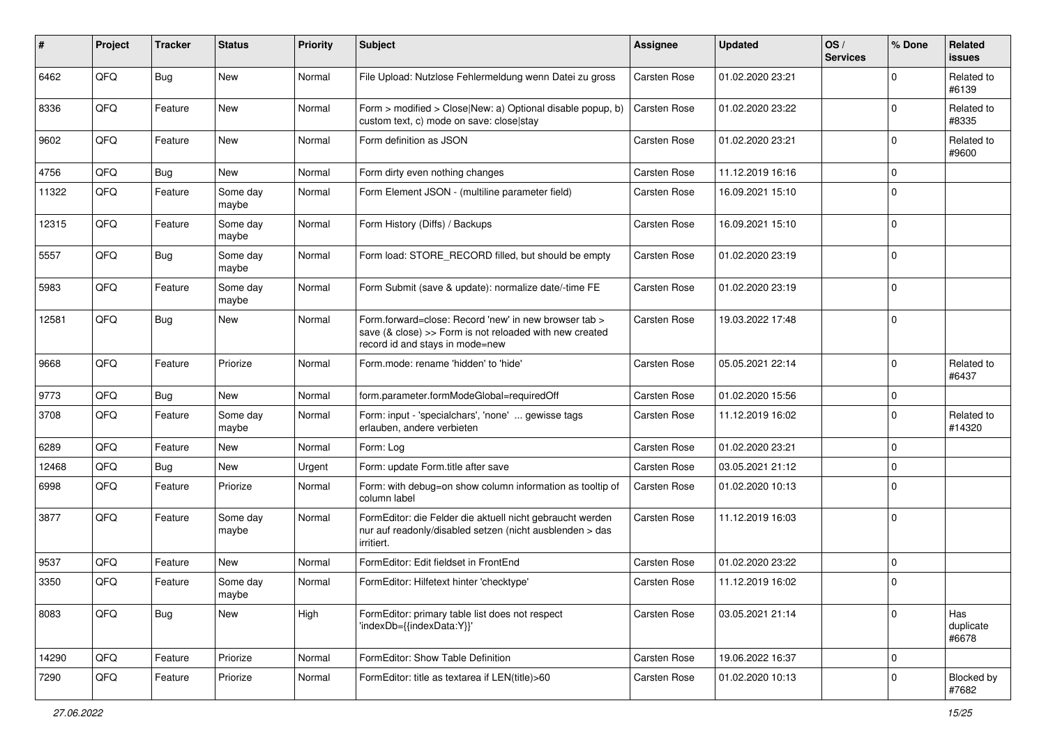| # | Project | Tracker | Status | Priority | Subject | Assignee | Updated | OS / Services | % Done | Related issues |
|---|---|---|---|---|---|---|---|---|---|---|
| 6462 | QFQ | Bug | New | Normal | File Upload: Nutzlose Fehlermeldung wenn Datei zu gross | Carsten Rose | 01.02.2020 23:21 | | 0 | Related to #6139 |
| 8336 | QFQ | Feature | New | Normal | Form > modified > Close\|New: a) Optional disable popup, b) custom text, c) mode on save: close\|stay | Carsten Rose | 01.02.2020 23:22 | | 0 | Related to #8335 |
| 9602 | QFQ | Feature | New | Normal | Form definition as JSON | Carsten Rose | 01.02.2020 23:21 | | 0 | Related to #9600 |
| 4756 | QFQ | Bug | New | Normal | Form dirty even nothing changes | Carsten Rose | 11.12.2019 16:16 | | 0 | |
| 11322 | QFQ | Feature | Some day maybe | Normal | Form Element JSON - (multiline parameter field) | Carsten Rose | 16.09.2021 15:10 | | 0 | |
| 12315 | QFQ | Feature | Some day maybe | Normal | Form History (Diffs) / Backups | Carsten Rose | 16.09.2021 15:10 | | 0 | |
| 5557 | QFQ | Bug | Some day maybe | Normal | Form load: STORE_RECORD filled, but should be empty | Carsten Rose | 01.02.2020 23:19 | | 0 | |
| 5983 | QFQ | Feature | Some day maybe | Normal | Form Submit (save & update): normalize date/-time FE | Carsten Rose | 01.02.2020 23:19 | | 0 | |
| 12581 | QFQ | Bug | New | Normal | Form.forward=close: Record 'new' in new browser tab > save (& close) >> Form is not reloaded with new created record id and stays in mode=new | Carsten Rose | 19.03.2022 17:48 | | 0 | |
| 9668 | QFQ | Feature | Priorize | Normal | Form.mode: rename 'hidden' to 'hide' | Carsten Rose | 05.05.2021 22:14 | | 0 | Related to #6437 |
| 9773 | QFQ | Bug | New | Normal | form.parameter.formModeGlobal=requiredOff | Carsten Rose | 01.02.2020 15:56 | | 0 | |
| 3708 | QFQ | Feature | Some day maybe | Normal | Form: input - 'specialchars', 'none' ... gewisse tags erlauben, andere verbieten | Carsten Rose | 11.12.2019 16:02 | | 0 | Related to #14320 |
| 6289 | QFQ | Feature | New | Normal | Form: Log | Carsten Rose | 01.02.2020 23:21 | | 0 | |
| 12468 | QFQ | Bug | New | Urgent | Form: update Form.title after save | Carsten Rose | 03.05.2021 21:12 | | 0 | |
| 6998 | QFQ | Feature | Priorize | Normal | Form: with debug=on show column information as tooltip of column label | Carsten Rose | 01.02.2020 10:13 | | 0 | |
| 3877 | QFQ | Feature | Some day maybe | Normal | FormEditor: die Felder die aktuell nicht gebraucht werden nur auf readonly/disabled setzen (nicht ausblenden > das irritiert. | Carsten Rose | 11.12.2019 16:03 | | 0 | |
| 9537 | QFQ | Feature | New | Normal | FormEditor: Edit fieldset in FrontEnd | Carsten Rose | 01.02.2020 23:22 | | 0 | |
| 3350 | QFQ | Feature | Some day maybe | Normal | FormEditor: Hilfetext hinter 'checktype' | Carsten Rose | 11.12.2019 16:02 | | 0 | |
| 8083 | QFQ | Bug | New | High | FormEditor: primary table list does not respect 'indexDb={{indexData:Y}}' | Carsten Rose | 03.05.2021 21:14 | | 0 | Has duplicate #6678 |
| 14290 | QFQ | Feature | Priorize | Normal | FormEditor: Show Table Definition | Carsten Rose | 19.06.2022 16:37 | | 0 | |
| 7290 | QFQ | Feature | Priorize | Normal | FormEditor: title as textarea if LEN(title)>60 | Carsten Rose | 01.02.2020 10:13 | | 0 | Blocked by #7682 |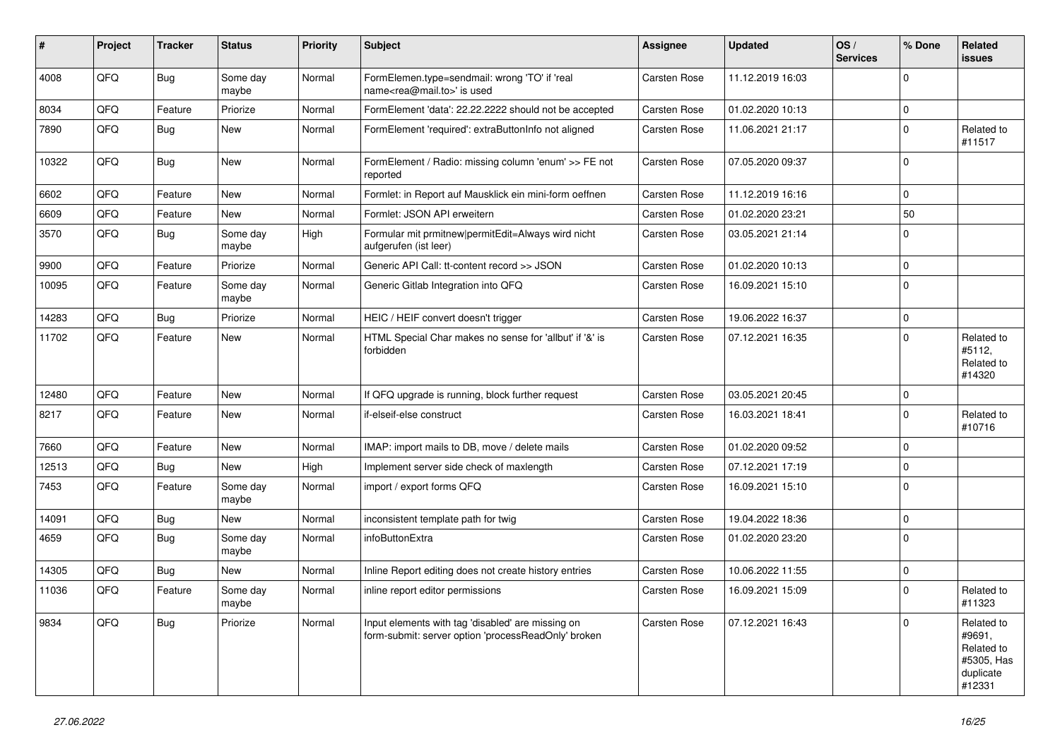| # | Project | Tracker | Status | Priority | Subject | Assignee | Updated | OS / Services | % Done | Related issues |
|---|---|---|---|---|---|---|---|---|---|---|
| 4008 | QFQ | Bug | Some day maybe | Normal | FormElemen.type=sendmail: wrong 'TO' if 'real name<rea@mail.to>' is used | Carsten Rose | 11.12.2019 16:03 | | 0 | |
| 8034 | QFQ | Feature | Priorize | Normal | FormElement 'data': 22.22.2222 should not be accepted | Carsten Rose | 01.02.2020 10:13 | | 0 | |
| 7890 | QFQ | Bug | New | Normal | FormElement 'required': extraButtonInfo not aligned | Carsten Rose | 11.06.2021 21:17 | | 0 | Related to #11517 |
| 10322 | QFQ | Bug | New | Normal | FormElement / Radio: missing column 'enum' >> FE not reported | Carsten Rose | 07.05.2020 09:37 | | 0 | |
| 6602 | QFQ | Feature | New | Normal | Formlet: in Report auf Mausklick ein mini-form oeffnen | Carsten Rose | 11.12.2019 16:16 | | 0 | |
| 6609 | QFQ | Feature | New | Normal | Formlet: JSON API erweitern | Carsten Rose | 01.02.2020 23:21 | | 50 | |
| 3570 | QFQ | Bug | Some day maybe | High | Formular mit prmitnew\|permitEdit=Always wird nicht aufgerufen (ist leer) | Carsten Rose | 03.05.2021 21:14 | | 0 | |
| 9900 | QFQ | Feature | Priorize | Normal | Generic API Call: tt-content record >> JSON | Carsten Rose | 01.02.2020 10:13 | | 0 | |
| 10095 | QFQ | Feature | Some day maybe | Normal | Generic Gitlab Integration into QFQ | Carsten Rose | 16.09.2021 15:10 | | 0 | |
| 14283 | QFQ | Bug | Priorize | Normal | HEIC / HEIF convert doesn't trigger | Carsten Rose | 19.06.2022 16:37 | | 0 | |
| 11702 | QFQ | Feature | New | Normal | HTML Special Char makes no sense for 'allbut' if '&' is forbidden | Carsten Rose | 07.12.2021 16:35 | | 0 | Related to #5112, Related to #14320 |
| 12480 | QFQ | Feature | New | Normal | If QFQ upgrade is running, block further request | Carsten Rose | 03.05.2021 20:45 | | 0 | |
| 8217 | QFQ | Feature | New | Normal | if-elseif-else construct | Carsten Rose | 16.03.2021 18:41 | | 0 | Related to #10716 |
| 7660 | QFQ | Feature | New | Normal | IMAP: import mails to DB, move / delete mails | Carsten Rose | 01.02.2020 09:52 | | 0 | |
| 12513 | QFQ | Bug | New | High | Implement server side check of maxlength | Carsten Rose | 07.12.2021 17:19 | | 0 | |
| 7453 | QFQ | Feature | Some day maybe | Normal | import / export forms QFQ | Carsten Rose | 16.09.2021 15:10 | | 0 | |
| 14091 | QFQ | Bug | New | Normal | inconsistent template path for twig | Carsten Rose | 19.04.2022 18:36 | | 0 | |
| 4659 | QFQ | Bug | Some day maybe | Normal | infoButtonExtra | Carsten Rose | 01.02.2020 23:20 | | 0 | |
| 14305 | QFQ | Bug | New | Normal | Inline Report editing does not create history entries | Carsten Rose | 10.06.2022 11:55 | | 0 | |
| 11036 | QFQ | Feature | Some day maybe | Normal | inline report editor permissions | Carsten Rose | 16.09.2021 15:09 | | 0 | Related to #11323 |
| 9834 | QFQ | Bug | Priorize | Normal | Input elements with tag 'disabled' are missing on form-submit: server option 'processReadOnly' broken | Carsten Rose | 07.12.2021 16:43 | | 0 | Related to #9691, Related to #5305, Has duplicate #12331 |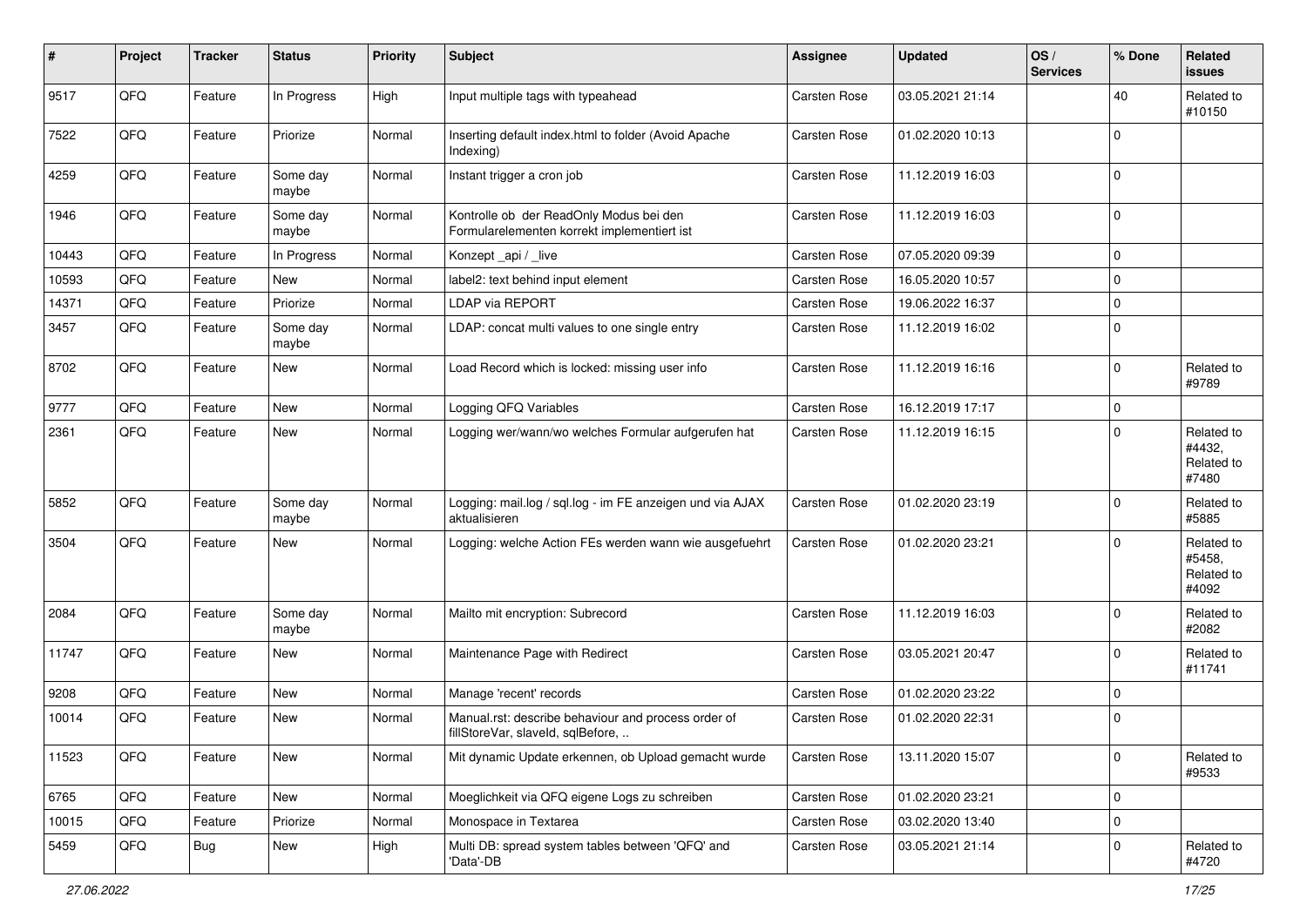| # | Project | Tracker | Status | Priority | Subject | Assignee | Updated | OS / Services | % Done | Related issues |
|---|---|---|---|---|---|---|---|---|---|---|
| 9517 | QFQ | Feature | In Progress | High | Input multiple tags with typeahead | Carsten Rose | 03.05.2021 21:14 | | 40 | Related to #10150 |
| 7522 | QFQ | Feature | Priorize | Normal | Inserting default index.html to folder (Avoid Apache Indexing) | Carsten Rose | 01.02.2020 10:13 | | 0 | |
| 4259 | QFQ | Feature | Some day maybe | Normal | Instant trigger a cron job | Carsten Rose | 11.12.2019 16:03 | | 0 | |
| 1946 | QFQ | Feature | Some day maybe | Normal | Kontrolle ob der ReadOnly Modus bei den Formularelementen korrekt implementiert ist | Carsten Rose | 11.12.2019 16:03 | | 0 | |
| 10443 | QFQ | Feature | In Progress | Normal | Konzept _api / _live | Carsten Rose | 07.05.2020 09:39 | | 0 | |
| 10593 | QFQ | Feature | New | Normal | label2: text behind input element | Carsten Rose | 16.05.2020 10:57 | | 0 | |
| 14371 | QFQ | Feature | Priorize | Normal | LDAP via REPORT | Carsten Rose | 19.06.2022 16:37 | | 0 | |
| 3457 | QFQ | Feature | Some day maybe | Normal | LDAP: concat multi values to one single entry | Carsten Rose | 11.12.2019 16:02 | | 0 | |
| 8702 | QFQ | Feature | New | Normal | Load Record which is locked: missing user info | Carsten Rose | 11.12.2019 16:16 | | 0 | Related to #9789 |
| 9777 | QFQ | Feature | New | Normal | Logging QFQ Variables | Carsten Rose | 16.12.2019 17:17 | | 0 | |
| 2361 | QFQ | Feature | New | Normal | Logging wer/wann/wo welches Formular aufgerufen hat | Carsten Rose | 11.12.2019 16:15 | | 0 | Related to #4432, Related to #7480 |
| 5852 | QFQ | Feature | Some day maybe | Normal | Logging: mail.log / sql.log - im FE anzeigen und via AJAX aktualisieren | Carsten Rose | 01.02.2020 23:19 | | 0 | Related to #5885 |
| 3504 | QFQ | Feature | New | Normal | Logging: welche Action FEs werden wann wie ausgefuehrt | Carsten Rose | 01.02.2020 23:21 | | 0 | Related to #5458, Related to #4092 |
| 2084 | QFQ | Feature | Some day maybe | Normal | Mailto mit encryption: Subrecord | Carsten Rose | 11.12.2019 16:03 | | 0 | Related to #2082 |
| 11747 | QFQ | Feature | New | Normal | Maintenance Page with Redirect | Carsten Rose | 03.05.2021 20:47 | | 0 | Related to #11741 |
| 9208 | QFQ | Feature | New | Normal | Manage 'recent' records | Carsten Rose | 01.02.2020 23:22 | | 0 | |
| 10014 | QFQ | Feature | New | Normal | Manual.rst: describe behaviour and process order of fillStoreVar, slaveId, sqlBefore, .. | Carsten Rose | 01.02.2020 22:31 | | 0 | |
| 11523 | QFQ | Feature | New | Normal | Mit dynamic Update erkennen, ob Upload gemacht wurde | Carsten Rose | 13.11.2020 15:07 | | 0 | Related to #9533 |
| 6765 | QFQ | Feature | New | Normal | Moeglichkeit via QFQ eigene Logs zu schreiben | Carsten Rose | 01.02.2020 23:21 | | 0 | |
| 10015 | QFQ | Feature | Priorize | Normal | Monospace in Textarea | Carsten Rose | 03.02.2020 13:40 | | 0 | |
| 5459 | QFQ | Bug | New | High | Multi DB: spread system tables between 'QFQ' and 'Data'-DB | Carsten Rose | 03.05.2021 21:14 | | 0 | Related to #4720 |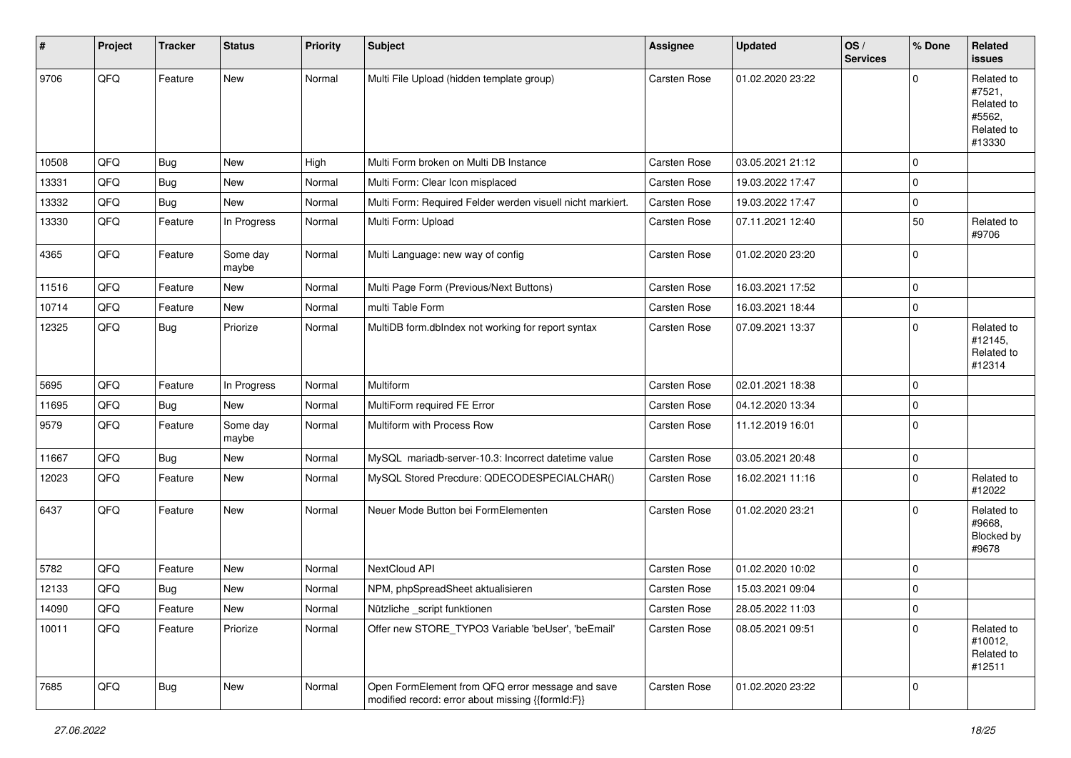| # | Project | Tracker | Status | Priority | Subject | Assignee | Updated | OS / Services | % Done | Related issues |
|---|---|---|---|---|---|---|---|---|---|---|
| 9706 | QFQ | Feature | New | Normal | Multi File Upload (hidden template group) | Carsten Rose | 01.02.2020 23:22 | | 0 | Related to #7521, Related to #5562, Related to #13330 |
| 10508 | QFQ | Bug | New | High | Multi Form broken on Multi DB Instance | Carsten Rose | 03.05.2021 21:12 | | 0 | |
| 13331 | QFQ | Bug | New | Normal | Multi Form: Clear Icon misplaced | Carsten Rose | 19.03.2022 17:47 | | 0 | |
| 13332 | QFQ | Bug | New | Normal | Multi Form: Required Felder werden visuell nicht markiert. | Carsten Rose | 19.03.2022 17:47 | | 0 | |
| 13330 | QFQ | Feature | In Progress | Normal | Multi Form: Upload | Carsten Rose | 07.11.2021 12:40 | | 50 | Related to #9706 |
| 4365 | QFQ | Feature | Some day maybe | Normal | Multi Language: new way of config | Carsten Rose | 01.02.2020 23:20 | | 0 | |
| 11516 | QFQ | Feature | New | Normal | Multi Page Form (Previous/Next Buttons) | Carsten Rose | 16.03.2021 17:52 | | 0 | |
| 10714 | QFQ | Feature | New | Normal | multi Table Form | Carsten Rose | 16.03.2021 18:44 | | 0 | |
| 12325 | QFQ | Bug | Priorize | Normal | MultiDB form.dbIndex not working for report syntax | Carsten Rose | 07.09.2021 13:37 | | 0 | Related to #12145, Related to #12314 |
| 5695 | QFQ | Feature | In Progress | Normal | Multiform | Carsten Rose | 02.01.2021 18:38 | | 0 | |
| 11695 | QFQ | Bug | New | Normal | MultiForm required FE Error | Carsten Rose | 04.12.2020 13:34 | | 0 | |
| 9579 | QFQ | Feature | Some day maybe | Normal | Multiform with Process Row | Carsten Rose | 11.12.2019 16:01 | | 0 | |
| 11667 | QFQ | Bug | New | Normal | MySQL mariadb-server-10.3: Incorrect datetime value | Carsten Rose | 03.05.2021 20:48 | | 0 | |
| 12023 | QFQ | Feature | New | Normal | MySQL Stored Precdure: QDECODESPECIALCHAR() | Carsten Rose | 16.02.2021 11:16 | | 0 | Related to #12022 |
| 6437 | QFQ | Feature | New | Normal | Neuer Mode Button bei FormElementen | Carsten Rose | 01.02.2020 23:21 | | 0 | Related to #9668, Blocked by #9678 |
| 5782 | QFQ | Feature | New | Normal | NextCloud API | Carsten Rose | 01.02.2020 10:02 | | 0 | |
| 12133 | QFQ | Bug | New | Normal | NPM, phpSpreadSheet aktualisieren | Carsten Rose | 15.03.2021 09:04 | | 0 | |
| 14090 | QFQ | Feature | New | Normal | Nützliche _script funktionen | Carsten Rose | 28.05.2022 11:03 | | 0 | |
| 10011 | QFQ | Feature | Priorize | Normal | Offer new STORE_TYPO3 Variable 'beUser', 'beEmail' | Carsten Rose | 08.05.2021 09:51 | | 0 | Related to #10012, Related to #12511 |
| 7685 | QFQ | Bug | New | Normal | Open FormElement from QFQ error message and save modified record: error about missing {{formId:F}} | Carsten Rose | 01.02.2020 23:22 | | 0 | |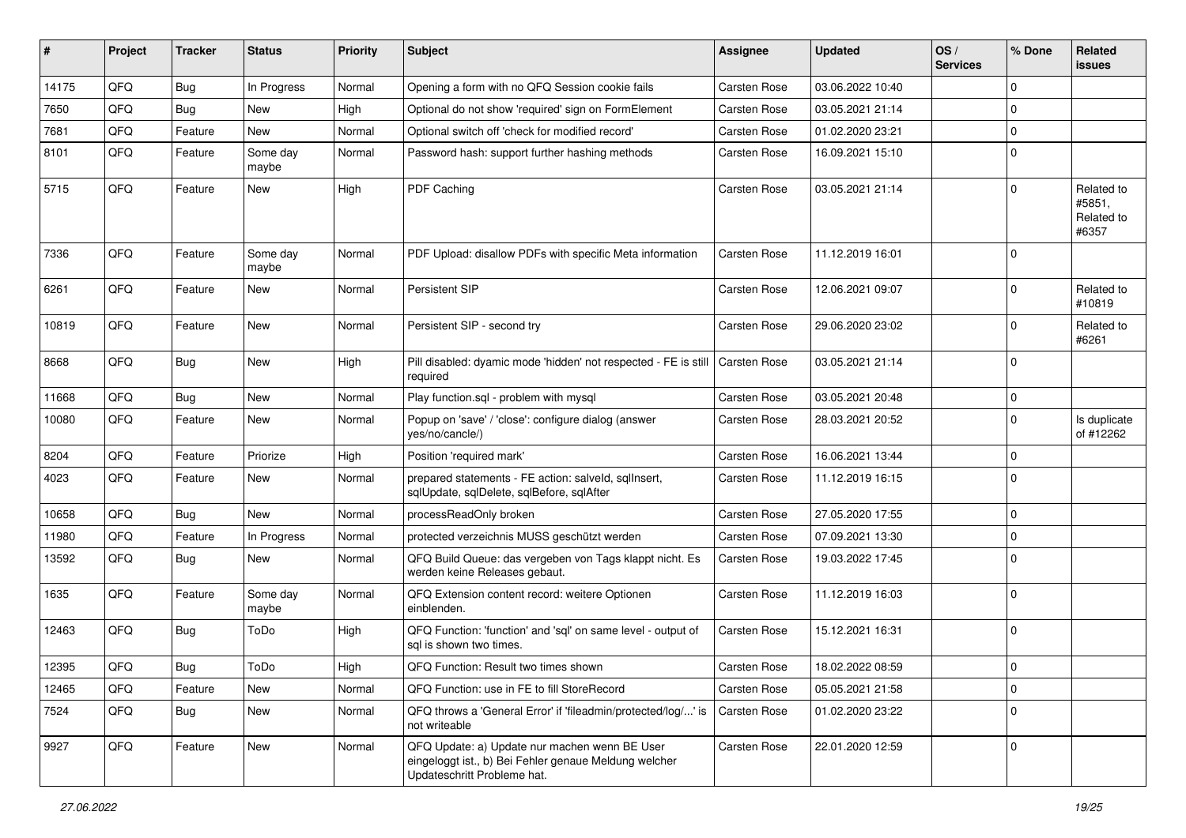| # | Project | Tracker | Status | Priority | Subject | Assignee | Updated | OS / Services | % Done | Related issues |
|---|---|---|---|---|---|---|---|---|---|---|
| 14175 | QFQ | Bug | In Progress | Normal | Opening a form with no QFQ Session cookie fails | Carsten Rose | 03.06.2022 10:40 | | 0 | |
| 7650 | QFQ | Bug | New | High | Optional do not show 'required' sign on FormElement | Carsten Rose | 03.05.2021 21:14 | | 0 | |
| 7681 | QFQ | Feature | New | Normal | Optional switch off 'check for modified record' | Carsten Rose | 01.02.2020 23:21 | | 0 | |
| 8101 | QFQ | Feature | Some day maybe | Normal | Password hash: support further hashing methods | Carsten Rose | 16.09.2021 15:10 | | 0 | |
| 5715 | QFQ | Feature | New | High | PDF Caching | Carsten Rose | 03.05.2021 21:14 | | 0 | Related to #5851, Related to #6357 |
| 7336 | QFQ | Feature | Some day maybe | Normal | PDF Upload: disallow PDFs with specific Meta information | Carsten Rose | 11.12.2019 16:01 | | 0 | |
| 6261 | QFQ | Feature | New | Normal | Persistent SIP | Carsten Rose | 12.06.2021 09:07 | | 0 | Related to #10819 |
| 10819 | QFQ | Feature | New | Normal | Persistent SIP - second try | Carsten Rose | 29.06.2020 23:02 | | 0 | Related to #6261 |
| 8668 | QFQ | Bug | New | High | Pill disabled: dyamic mode 'hidden' not respected - FE is still required | Carsten Rose | 03.05.2021 21:14 | | 0 | |
| 11668 | QFQ | Bug | New | Normal | Play function.sql - problem with mysql | Carsten Rose | 03.05.2021 20:48 | | 0 | |
| 10080 | QFQ | Feature | New | Normal | Popup on 'save' / 'close': configure dialog (answer yes/no/cancle/) | Carsten Rose | 28.03.2021 20:52 | | 0 | Is duplicate of #12262 |
| 8204 | QFQ | Feature | Priorize | High | Position 'required mark' | Carsten Rose | 16.06.2021 13:44 | | 0 | |
| 4023 | QFQ | Feature | New | Normal | prepared statements - FE action: salveld, sqlInsert, sqlUpdate, sqlDelete, sqlBefore, sqlAfter | Carsten Rose | 11.12.2019 16:15 | | 0 | |
| 10658 | QFQ | Bug | New | Normal | processReadOnly broken | Carsten Rose | 27.05.2020 17:55 | | 0 | |
| 11980 | QFQ | Feature | In Progress | Normal | protected verzeichnis MUSS geschützt werden | Carsten Rose | 07.09.2021 13:30 | | 0 | |
| 13592 | QFQ | Bug | New | Normal | QFQ Build Queue: das vergeben von Tags klappt nicht. Es werden keine Releases gebaut. | Carsten Rose | 19.03.2022 17:45 | | 0 | |
| 1635 | QFQ | Feature | Some day maybe | Normal | QFQ Extension content record: weitere Optionen einblenden. | Carsten Rose | 11.12.2019 16:03 | | 0 | |
| 12463 | QFQ | Bug | ToDo | High | QFQ Function: 'function' and 'sql' on same level - output of sql is shown two times. | Carsten Rose | 15.12.2021 16:31 | | 0 | |
| 12395 | QFQ | Bug | ToDo | High | QFQ Function: Result two times shown | Carsten Rose | 18.02.2022 08:59 | | 0 | |
| 12465 | QFQ | Feature | New | Normal | QFQ Function: use in FE to fill StoreRecord | Carsten Rose | 05.05.2021 21:58 | | 0 | |
| 7524 | QFQ | Bug | New | Normal | QFQ throws a 'General Error' if 'fileadmin/protected/log/...' is not writeable | Carsten Rose | 01.02.2020 23:22 | | 0 | |
| 9927 | QFQ | Feature | New | Normal | QFQ Update: a) Update nur machen wenn BE User eingeloggt ist., b) Bei Fehler genaue Meldung welcher Updateschritt Probleme hat. | Carsten Rose | 22.01.2020 12:59 | | 0 | |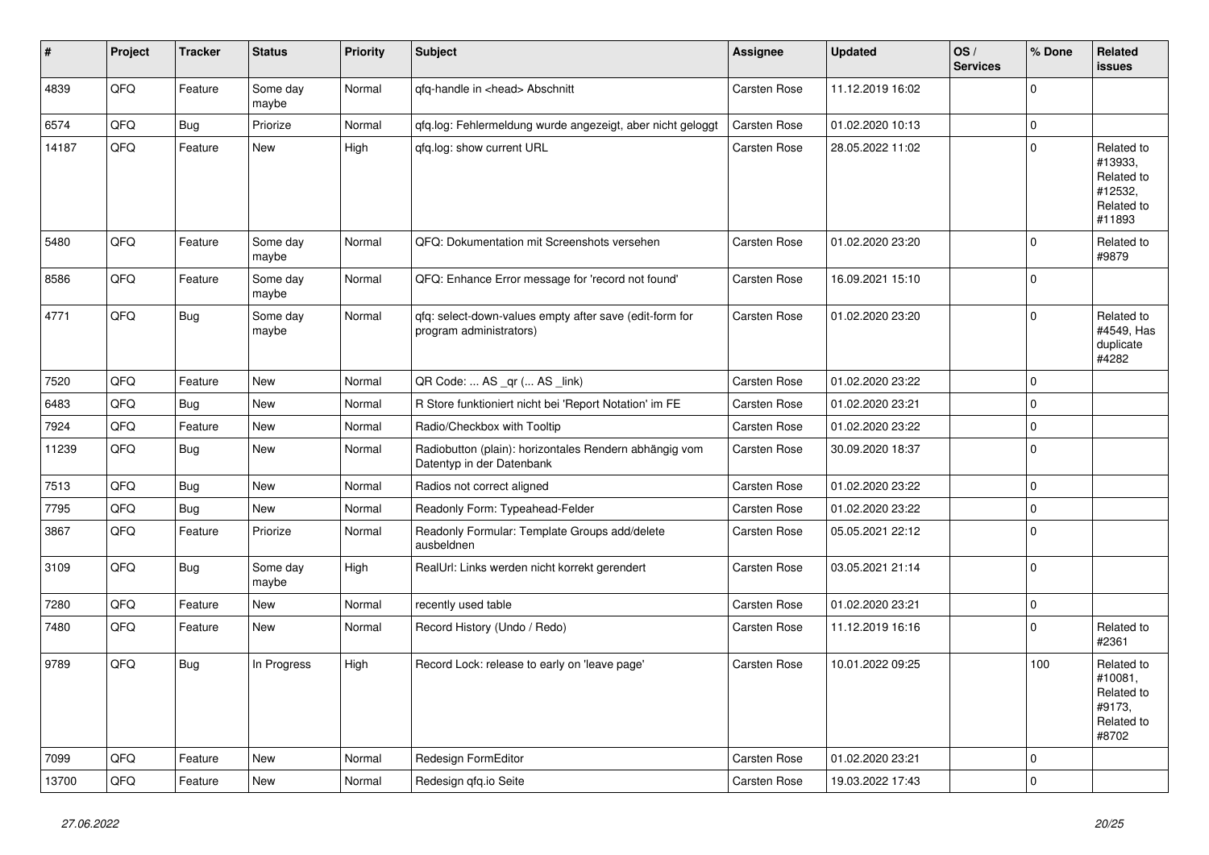| # | Project | Tracker | Status | Priority | Subject | Assignee | Updated | OS / Services | % Done | Related issues |
|---|---|---|---|---|---|---|---|---|---|---|
| 4839 | QFQ | Feature | Some day maybe | Normal | qfq-handle in <head> Abschnitt | Carsten Rose | 11.12.2019 16:02 | | 0 | |
| 6574 | QFQ | Bug | Priorize | Normal | qfq.log: Fehlermeldung wurde angezeigt, aber nicht geloggt | Carsten Rose | 01.02.2020 10:13 | | 0 | |
| 14187 | QFQ | Feature | New | High | qfq.log: show current URL | Carsten Rose | 28.05.2022 11:02 | | 0 | Related to #13933, Related to #12532, Related to #11893 |
| 5480 | QFQ | Feature | Some day maybe | Normal | QFQ: Dokumentation mit Screenshots versehen | Carsten Rose | 01.02.2020 23:20 | | 0 | Related to #9879 |
| 8586 | QFQ | Feature | Some day maybe | Normal | QFQ: Enhance Error message for 'record not found' | Carsten Rose | 16.09.2021 15:10 | | 0 | |
| 4771 | QFQ | Bug | Some day maybe | Normal | qfq: select-down-values empty after save (edit-form for program administrators) | Carsten Rose | 01.02.2020 23:20 | | 0 | Related to #4549, Has duplicate #4282 |
| 7520 | QFQ | Feature | New | Normal | QR Code: ... AS _qr (... AS _link) | Carsten Rose | 01.02.2020 23:22 | | 0 | |
| 6483 | QFQ | Bug | New | Normal | R Store funktioniert nicht bei 'Report Notation' im FE | Carsten Rose | 01.02.2020 23:21 | | 0 | |
| 7924 | QFQ | Feature | New | Normal | Radio/Checkbox with Tooltip | Carsten Rose | 01.02.2020 23:22 | | 0 | |
| 11239 | QFQ | Bug | New | Normal | Radiobutton (plain): horizontales Rendern abhängig vom Datentyp in der Datenbank | Carsten Rose | 30.09.2020 18:37 | | 0 | |
| 7513 | QFQ | Bug | New | Normal | Radios not correct aligned | Carsten Rose | 01.02.2020 23:22 | | 0 | |
| 7795 | QFQ | Bug | New | Normal | Readonly Form: Typeahead-Felder | Carsten Rose | 01.02.2020 23:22 | | 0 | |
| 3867 | QFQ | Feature | Priorize | Normal | Readonly Formular: Template Groups add/delete ausbeldnen | Carsten Rose | 05.05.2021 22:12 | | 0 | |
| 3109 | QFQ | Bug | Some day maybe | High | RealUrl: Links werden nicht korrekt gerendert | Carsten Rose | 03.05.2021 21:14 | | 0 | |
| 7280 | QFQ | Feature | New | Normal | recently used table | Carsten Rose | 01.02.2020 23:21 | | 0 | |
| 7480 | QFQ | Feature | New | Normal | Record History (Undo / Redo) | Carsten Rose | 11.12.2019 16:16 | | 0 | Related to #2361 |
| 9789 | QFQ | Bug | In Progress | High | Record Lock: release to early on 'leave page' | Carsten Rose | 10.01.2022 09:25 | | 100 | Related to #10081, Related to #9173, Related to #8702 |
| 7099 | QFQ | Feature | New | Normal | Redesign FormEditor | Carsten Rose | 01.02.2020 23:21 | | 0 | |
| 13700 | QFQ | Feature | New | Normal | Redesign qfq.io Seite | Carsten Rose | 19.03.2022 17:43 | | 0 | |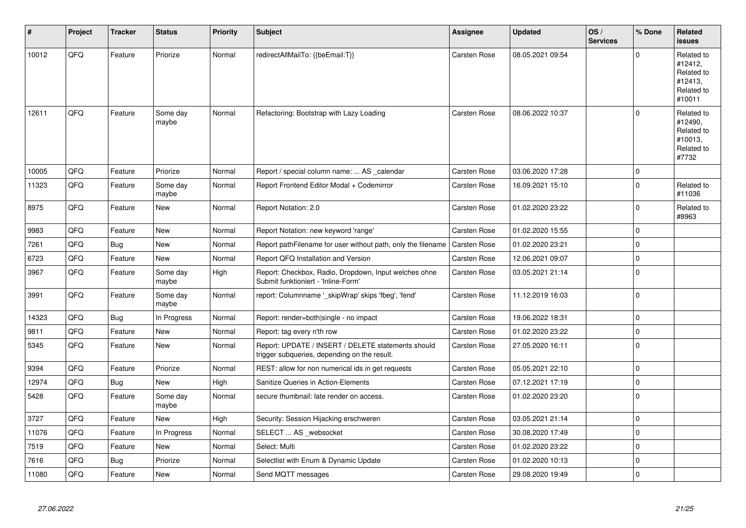| # | Project | Tracker | Status | Priority | Subject | Assignee | Updated | OS / Services | % Done | Related issues |
|---|---|---|---|---|---|---|---|---|---|---|
| 10012 | QFQ | Feature | Priorize | Normal | redirectAllMailTo: {{beEmail:T}} | Carsten Rose | 08.05.2021 09:54 | | 0 | Related to #12412, Related to #12413, Related to #10011 |
| 12611 | QFQ | Feature | Some day maybe | Normal | Refactoring: Bootstrap with Lazy Loading | Carsten Rose | 08.06.2022 10:37 | | 0 | Related to #12490, Related to #10013, Related to #7732 |
| 10005 | QFQ | Feature | Priorize | Normal | Report / special column name: ... AS _calendar | Carsten Rose | 03.06.2020 17:28 | | 0 | |
| 11323 | QFQ | Feature | Some day maybe | Normal | Report Frontend Editor Modal + Codemirror | Carsten Rose | 16.09.2021 15:10 | | 0 | Related to #11036 |
| 8975 | QFQ | Feature | New | Normal | Report Notation: 2.0 | Carsten Rose | 01.02.2020 23:22 | | 0 | Related to #8963 |
| 9983 | QFQ | Feature | New | Normal | Report Notation: new keyword 'range' | Carsten Rose | 01.02.2020 15:55 | | 0 | |
| 7261 | QFQ | Bug | New | Normal | Report pathFilename for user without path, only the filename | Carsten Rose | 01.02.2020 23:21 | | 0 | |
| 6723 | QFQ | Feature | New | Normal | Report QFQ Installation and Version | Carsten Rose | 12.06.2021 09:07 | | 0 | |
| 3967 | QFQ | Feature | Some day maybe | High | Report: Checkbox, Radio, Dropdown, Input welches ohne Submit funktioniert - 'Inline-Form' | Carsten Rose | 03.05.2021 21:14 | | 0 | |
| 3991 | QFQ | Feature | Some day maybe | Normal | report: Columnname '_skipWrap' skips 'fbeg', 'fend' | Carsten Rose | 11.12.2019 16:03 | | 0 | |
| 14323 | QFQ | Bug | In Progress | Normal | Report: render=both\|single - no impact | Carsten Rose | 19.06.2022 18:31 | | 0 | |
| 9811 | QFQ | Feature | New | Normal | Report: tag every n'th row | Carsten Rose | 01.02.2020 23:22 | | 0 | |
| 5345 | QFQ | Feature | New | Normal | Report: UPDATE / INSERT / DELETE statements should trigger subqueries, depending on the result. | Carsten Rose | 27.05.2020 16:11 | | 0 | |
| 9394 | QFQ | Feature | Priorize | Normal | REST: allow for non numerical ids in get requests | Carsten Rose | 05.05.2021 22:10 | | 0 | |
| 12974 | QFQ | Bug | New | High | Sanitize Queries in Action-Elements | Carsten Rose | 07.12.2021 17:19 | | 0 | |
| 5428 | QFQ | Feature | Some day maybe | Normal | secure thumbnail: late render on access. | Carsten Rose | 01.02.2020 23:20 | | 0 | |
| 3727 | QFQ | Feature | New | High | Security: Session Hijacking erschweren | Carsten Rose | 03.05.2021 21:14 | | 0 | |
| 11076 | QFQ | Feature | In Progress | Normal | SELECT ... AS _websocket | Carsten Rose | 30.08.2020 17:49 | | 0 | |
| 7519 | QFQ | Feature | New | Normal | Select: Multi | Carsten Rose | 01.02.2020 23:22 | | 0 | |
| 7616 | QFQ | Bug | Priorize | Normal | Selectlist with Enum & Dynamic Update | Carsten Rose | 01.02.2020 10:13 | | 0 | |
| 11080 | QFQ | Feature | New | Normal | Send MQTT messages | Carsten Rose | 29.08.2020 19:49 | | 0 | |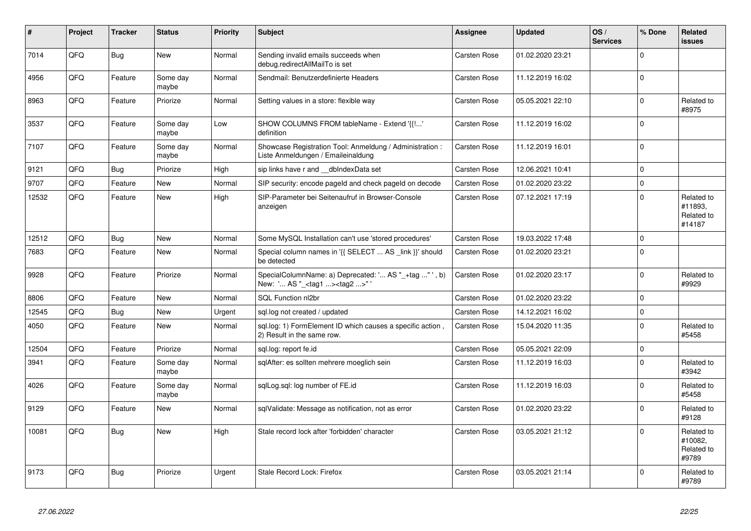| # | Project | Tracker | Status | Priority | Subject | Assignee | Updated | OS / Services | % Done | Related issues |
|---|---|---|---|---|---|---|---|---|---|---|
| 7014 | QFQ | Bug | New | Normal | Sending invalid emails succeeds when debug.redirectAllMailTo is set | Carsten Rose | 01.02.2020 23:21 | | 0 | |
| 4956 | QFQ | Feature | Some day maybe | Normal | Sendmail: Benutzerdefinierte Headers | Carsten Rose | 11.12.2019 16:02 | | 0 | |
| 8963 | QFQ | Feature | Priorize | Normal | Setting values in a store: flexible way | Carsten Rose | 05.05.2021 22:10 | | 0 | Related to #8975 |
| 3537 | QFQ | Feature | Some day maybe | Low | SHOW COLUMNS FROM tableName - Extend '{{!...' definition | Carsten Rose | 11.12.2019 16:02 | | 0 | |
| 7107 | QFQ | Feature | Some day maybe | Normal | Showcase Registration Tool: Anmeldung / Administration : Liste Anmeldungen / Emaileinaldung | Carsten Rose | 11.12.2019 16:01 | | 0 | |
| 9121 | QFQ | Bug | Priorize | High | sip links have r and __dbIndexData set | Carsten Rose | 12.06.2021 10:41 | | 0 | |
| 9707 | QFQ | Feature | New | Normal | SIP security: encode pageId and check pageId on decode | Carsten Rose | 01.02.2020 23:22 | | 0 | |
| 12532 | QFQ | Feature | New | High | SIP-Parameter bei Seitenaufruf in Browser-Console anzeigen | Carsten Rose | 07.12.2021 17:19 | | 0 | Related to #11893, Related to #14187 |
| 12512 | QFQ | Bug | New | Normal | Some MySQL Installation can't use 'stored procedures' | Carsten Rose | 19.03.2022 17:48 | | 0 | |
| 7683 | QFQ | Feature | New | Normal | Special column names in '{{ SELECT ... AS _link }}' should be detected | Carsten Rose | 01.02.2020 23:21 | | 0 | |
| 9928 | QFQ | Feature | Priorize | Normal | SpecialColumnName: a) Deprecated: '... AS "_+tag ..." ', b) New: '... AS "_<tag1 ...><tag2 ...>" ' | Carsten Rose | 01.02.2020 23:17 | | 0 | Related to #9929 |
| 8806 | QFQ | Feature | New | Normal | SQL Function nl2br | Carsten Rose | 01.02.2020 23:22 | | 0 | |
| 12545 | QFQ | Bug | New | Urgent | sql.log not created / updated | Carsten Rose | 14.12.2021 16:02 | | 0 | |
| 4050 | QFQ | Feature | New | Normal | sql.log: 1) FormElement ID which causes a specific action , 2) Result in the same row. | Carsten Rose | 15.04.2020 11:35 | | 0 | Related to #5458 |
| 12504 | QFQ | Feature | Priorize | Normal | sql.log: report fe.id | Carsten Rose | 05.05.2021 22:09 | | 0 | |
| 3941 | QFQ | Feature | Some day maybe | Normal | sqlAfter: es sollten mehrere moeglich sein | Carsten Rose | 11.12.2019 16:03 | | 0 | Related to #3942 |
| 4026 | QFQ | Feature | Some day maybe | Normal | sqlLog.sql: log number of FE.id | Carsten Rose | 11.12.2019 16:03 | | 0 | Related to #5458 |
| 9129 | QFQ | Feature | New | Normal | sqlValidate: Message as notification, not as error | Carsten Rose | 01.02.2020 23:22 | | 0 | Related to #9128 |
| 10081 | QFQ | Bug | New | High | Stale record lock after 'forbidden' character | Carsten Rose | 03.05.2021 21:12 | | 0 | Related to #10082, Related to #9789 |
| 9173 | QFQ | Bug | Priorize | Urgent | Stale Record Lock: Firefox | Carsten Rose | 03.05.2021 21:14 | | 0 | Related to #9789 |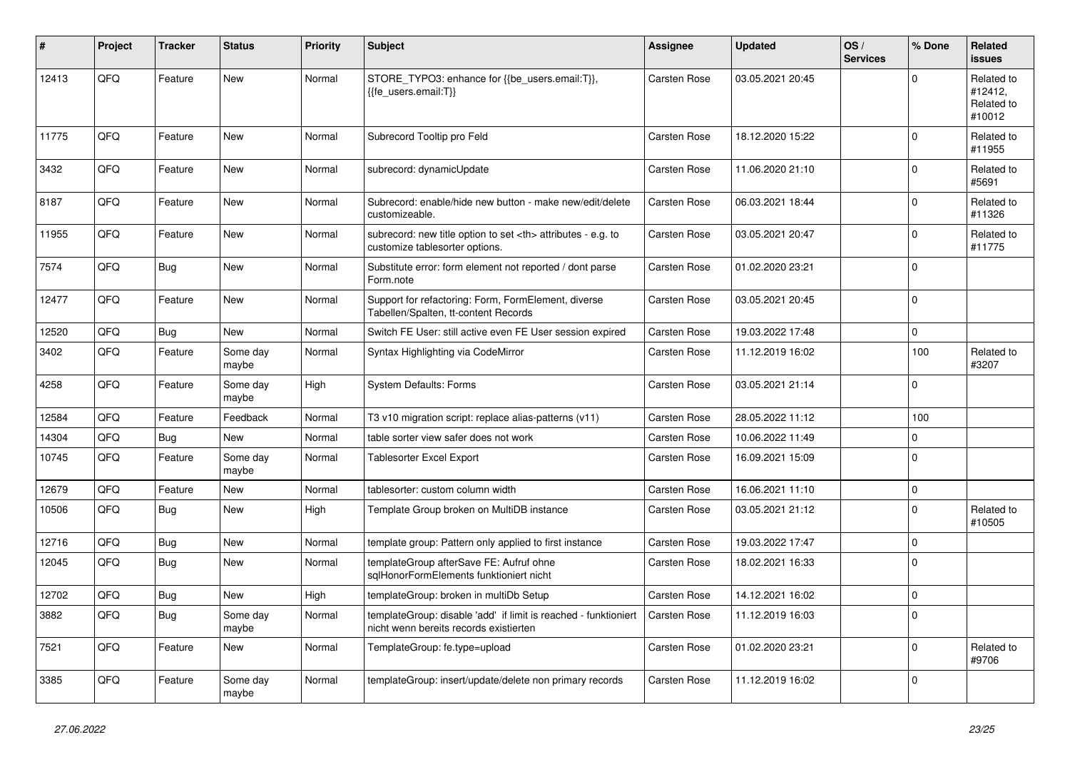| # | Project | Tracker | Status | Priority | Subject | Assignee | Updated | OS / Services | % Done | Related issues |
|---|---|---|---|---|---|---|---|---|---|---|
| 12413 | QFQ | Feature | New | Normal | STORE_TYPO3: enhance for {{be_users.email:T}}, {{fe_users.email:T}} | Carsten Rose | 03.05.2021 20:45 | | 0 | Related to #12412, Related to #10012 |
| 11775 | QFQ | Feature | New | Normal | Subrecord Tooltip pro Feld | Carsten Rose | 18.12.2020 15:22 | | 0 | Related to #11955 |
| 3432 | QFQ | Feature | New | Normal | subrecord: dynamicUpdate | Carsten Rose | 11.06.2020 21:10 | | 0 | Related to #5691 |
| 8187 | QFQ | Feature | New | Normal | Subrecord: enable/hide new button - make new/edit/delete customizeable. | Carsten Rose | 06.03.2021 18:44 | | 0 | Related to #11326 |
| 11955 | QFQ | Feature | New | Normal | subrecord: new title option to set <th> attributes - e.g. to customize tablesorter options. | Carsten Rose | 03.05.2021 20:47 | | 0 | Related to #11775 |
| 7574 | QFQ | Bug | New | Normal | Substitute error: form element not reported / dont parse Form.note | Carsten Rose | 01.02.2020 23:21 | | 0 | |
| 12477 | QFQ | Feature | New | Normal | Support for refactoring: Form, FormElement, diverse Tabellen/Spalten, tt-content Records | Carsten Rose | 03.05.2021 20:45 | | 0 | |
| 12520 | QFQ | Bug | New | Normal | Switch FE User: still active even FE User session expired | Carsten Rose | 19.03.2022 17:48 | | 0 | |
| 3402 | QFQ | Feature | Some day maybe | Normal | Syntax Highlighting via CodeMirror | Carsten Rose | 11.12.2019 16:02 | | 100 | Related to #3207 |
| 4258 | QFQ | Feature | Some day maybe | High | System Defaults: Forms | Carsten Rose | 03.05.2021 21:14 | | 0 | |
| 12584 | QFQ | Feature | Feedback | Normal | T3 v10 migration script: replace alias-patterns (v11) | Carsten Rose | 28.05.2022 11:12 | | 100 | |
| 14304 | QFQ | Bug | New | Normal | table sorter view safer does not work | Carsten Rose | 10.06.2022 11:49 | | 0 | |
| 10745 | QFQ | Feature | Some day maybe | Normal | Tablesorter Excel Export | Carsten Rose | 16.09.2021 15:09 | | 0 | |
| 12679 | QFQ | Feature | New | Normal | tablesorter: custom column width | Carsten Rose | 16.06.2021 11:10 | | 0 | |
| 10506 | QFQ | Bug | New | High | Template Group broken on MultiDB instance | Carsten Rose | 03.05.2021 21:12 | | 0 | Related to #10505 |
| 12716 | QFQ | Bug | New | Normal | template group: Pattern only applied to first instance | Carsten Rose | 19.03.2022 17:47 | | 0 | |
| 12045 | QFQ | Bug | New | Normal | templateGroup afterSave FE: Aufruf ohne sqlHonorFormElements funktioniert nicht | Carsten Rose | 18.02.2021 16:33 | | 0 | |
| 12702 | QFQ | Bug | New | High | templateGroup: broken in multiDb Setup | Carsten Rose | 14.12.2021 16:02 | | 0 | |
| 3882 | QFQ | Bug | Some day maybe | Normal | templateGroup: disable 'add' if limit is reached - funktioniert nicht wenn bereits records existierten | Carsten Rose | 11.12.2019 16:03 | | 0 | |
| 7521 | QFQ | Feature | New | Normal | TemplateGroup: fe.type=upload | Carsten Rose | 01.02.2020 23:21 | | 0 | Related to #9706 |
| 3385 | QFQ | Feature | Some day maybe | Normal | templateGroup: insert/update/delete non primary records | Carsten Rose | 11.12.2019 16:02 | | 0 | |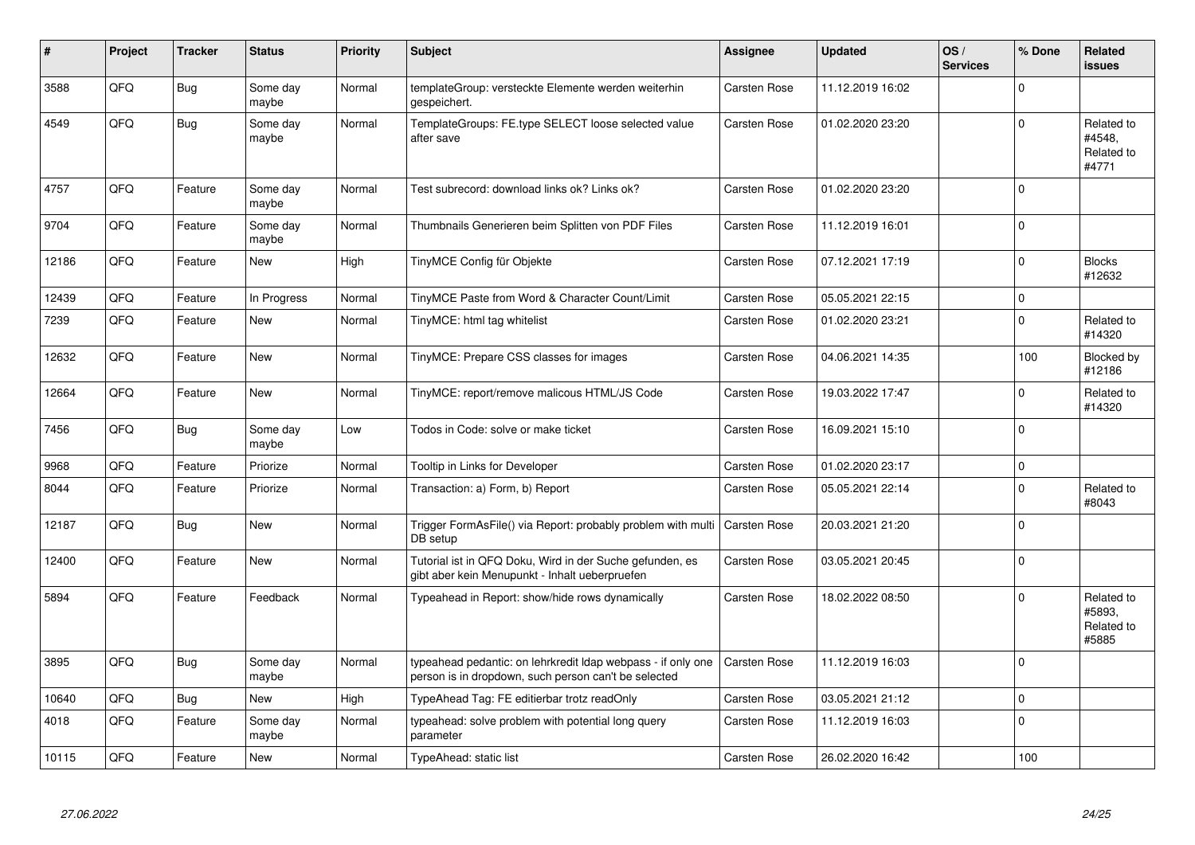| # | Project | Tracker | Status | Priority | Subject | Assignee | Updated | OS / Services | % Done | Related issues |
|---|---|---|---|---|---|---|---|---|---|---|
| 3588 | QFQ | Bug | Some day maybe | Normal | templateGroup: versteckte Elemente werden weiterhin gespeichert. | Carsten Rose | 11.12.2019 16:02 | | 0 | |
| 4549 | QFQ | Bug | Some day maybe | Normal | TemplateGroups: FE.type SELECT loose selected value after save | Carsten Rose | 01.02.2020 23:20 | | 0 | Related to #4548, Related to #4771 |
| 4757 | QFQ | Feature | Some day maybe | Normal | Test subrecord: download links ok? Links ok? | Carsten Rose | 01.02.2020 23:20 | | 0 | |
| 9704 | QFQ | Feature | Some day maybe | Normal | Thumbnails Generieren beim Splitten von PDF Files | Carsten Rose | 11.12.2019 16:01 | | 0 | |
| 12186 | QFQ | Feature | New | High | TinyMCE Config für Objekte | Carsten Rose | 07.12.2021 17:19 | | 0 | Blocks #12632 |
| 12439 | QFQ | Feature | In Progress | Normal | TinyMCE Paste from Word & Character Count/Limit | Carsten Rose | 05.05.2021 22:15 | | 0 | |
| 7239 | QFQ | Feature | New | Normal | TinyMCE: html tag whitelist | Carsten Rose | 01.02.2020 23:21 | | 0 | Related to #14320 |
| 12632 | QFQ | Feature | New | Normal | TinyMCE: Prepare CSS classes for images | Carsten Rose | 04.06.2021 14:35 | | 100 | Blocked by #12186 |
| 12664 | QFQ | Feature | New | Normal | TinyMCE: report/remove malicous HTML/JS Code | Carsten Rose | 19.03.2022 17:47 | | 0 | Related to #14320 |
| 7456 | QFQ | Bug | Some day maybe | Low | Todos in Code: solve or make ticket | Carsten Rose | 16.09.2021 15:10 | | 0 | |
| 9968 | QFQ | Feature | Priorize | Normal | Tooltip in Links for Developer | Carsten Rose | 01.02.2020 23:17 | | 0 | |
| 8044 | QFQ | Feature | Priorize | Normal | Transaction: a) Form, b) Report | Carsten Rose | 05.05.2021 22:14 | | 0 | Related to #8043 |
| 12187 | QFQ | Bug | New | Normal | Trigger FormAsFile() via Report: probably problem with multi DB setup | Carsten Rose | 20.03.2021 21:20 | | 0 | |
| 12400 | QFQ | Feature | New | Normal | Tutorial ist in QFQ Doku, Wird in der Suche gefunden, es gibt aber kein Menupunkt - Inhalt ueberpruefen | Carsten Rose | 03.05.2021 20:45 | | 0 | |
| 5894 | QFQ | Feature | Feedback | Normal | Typeahead in Report: show/hide rows dynamically | Carsten Rose | 18.02.2022 08:50 | | 0 | Related to #5893, Related to #5885 |
| 3895 | QFQ | Bug | Some day maybe | Normal | typeahead pedantic: on lehrkredit ldap webpass - if only one person is in dropdown, such person can't be selected | Carsten Rose | 11.12.2019 16:03 | | 0 | |
| 10640 | QFQ | Bug | New | High | TypeAhead Tag: FE editierbar trotz readOnly | Carsten Rose | 03.05.2021 21:12 | | 0 | |
| 4018 | QFQ | Feature | Some day maybe | Normal | typeahead: solve problem with potential long query parameter | Carsten Rose | 11.12.2019 16:03 | | 0 | |
| 10115 | QFQ | Feature | New | Normal | TypeAhead: static list | Carsten Rose | 26.02.2020 16:42 | | 100 | |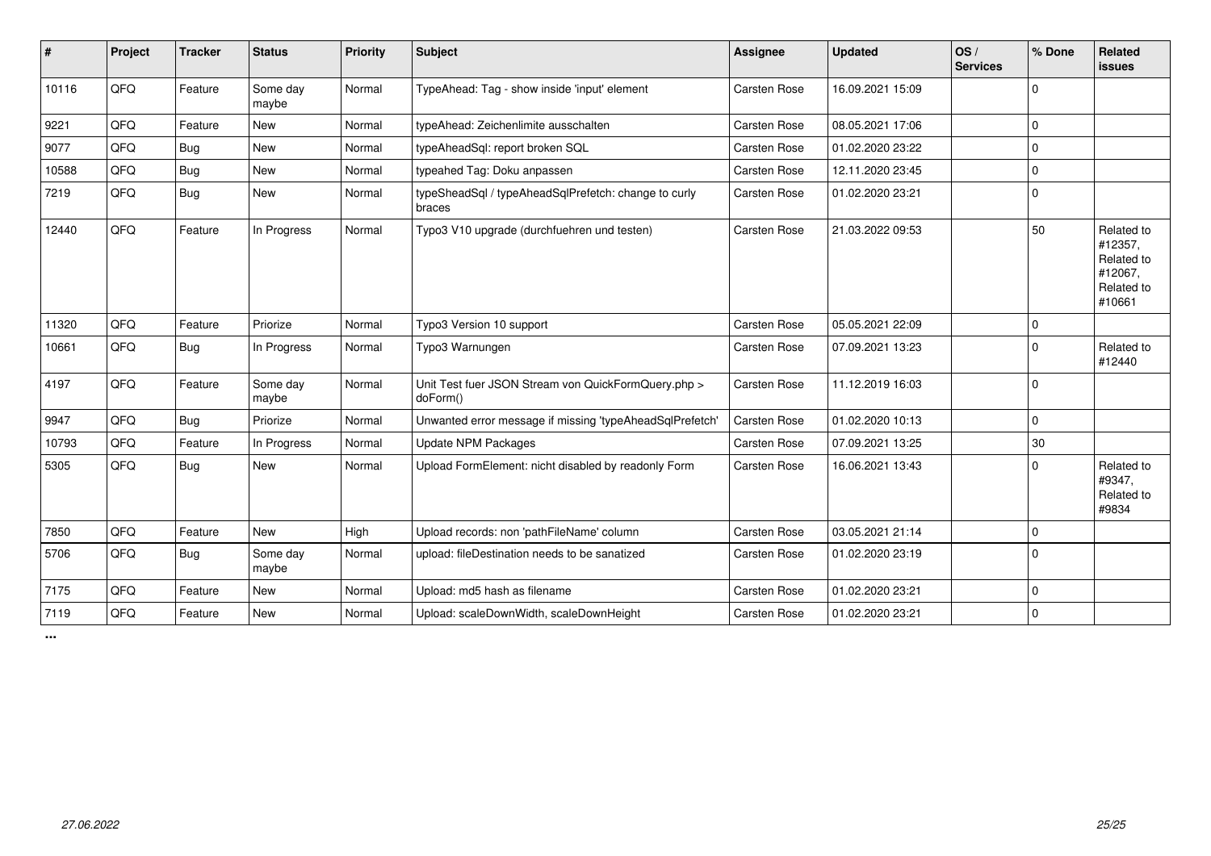| # | Project | Tracker | Status | Priority | Subject | Assignee | Updated | OS / Services | % Done | Related issues |
|---|---|---|---|---|---|---|---|---|---|---|
| 10116 | QFQ | Feature | Some day maybe | Normal | TypeAhead: Tag - show inside 'input' element | Carsten Rose | 16.09.2021 15:09 | | 0 | |
| 9221 | QFQ | Feature | New | Normal | typeAhead: Zeichenlimite ausschalten | Carsten Rose | 08.05.2021 17:06 | | 0 | |
| 9077 | QFQ | Bug | New | Normal | typeAheadSql: report broken SQL | Carsten Rose | 01.02.2020 23:22 | | 0 | |
| 10588 | QFQ | Bug | New | Normal | typeahed Tag: Doku anpassen | Carsten Rose | 12.11.2020 23:45 | | 0 | |
| 7219 | QFQ | Bug | New | Normal | typeSheadSql / typeAheadSqlPrefetch: change to curly braces | Carsten Rose | 01.02.2020 23:21 | | 0 | |
| 12440 | QFQ | Feature | In Progress | Normal | Typo3 V10 upgrade (durchfuehren und testen) | Carsten Rose | 21.03.2022 09:53 | | 50 | Related to #12357, Related to #12067, Related to #10661 |
| 11320 | QFQ | Feature | Priorize | Normal | Typo3 Version 10 support | Carsten Rose | 05.05.2021 22:09 | | 0 | |
| 10661 | QFQ | Bug | In Progress | Normal | Typo3 Warnungen | Carsten Rose | 07.09.2021 13:23 | | 0 | Related to #12440 |
| 4197 | QFQ | Feature | Some day maybe | Normal | Unit Test fuer JSON Stream von QuickFormQuery.php > doForm() | Carsten Rose | 11.12.2019 16:03 | | 0 | |
| 9947 | QFQ | Bug | Priorize | Normal | Unwanted error message if missing 'typeAheadSqlPrefetch' | Carsten Rose | 01.02.2020 10:13 | | 0 | |
| 10793 | QFQ | Feature | In Progress | Normal | Update NPM Packages | Carsten Rose | 07.09.2021 13:25 | | 30 | |
| 5305 | QFQ | Bug | New | Normal | Upload FormElement: nicht disabled by readonly Form | Carsten Rose | 16.06.2021 13:43 | | 0 | Related to #9347, Related to #9834 |
| 7850 | QFQ | Feature | New | High | Upload records: non 'pathFileName' column | Carsten Rose | 03.05.2021 21:14 | | 0 | |
| 5706 | QFQ | Bug | Some day maybe | Normal | upload: fileDestination needs to be sanatized | Carsten Rose | 01.02.2020 23:19 | | 0 | |
| 7175 | QFQ | Feature | New | Normal | Upload: md5 hash as filename | Carsten Rose | 01.02.2020 23:21 | | 0 | |
| 7119 | QFQ | Feature | New | Normal | Upload: scaleDownWidth, scaleDownHeight | Carsten Rose | 01.02.2020 23:21 | | 0 | |

...